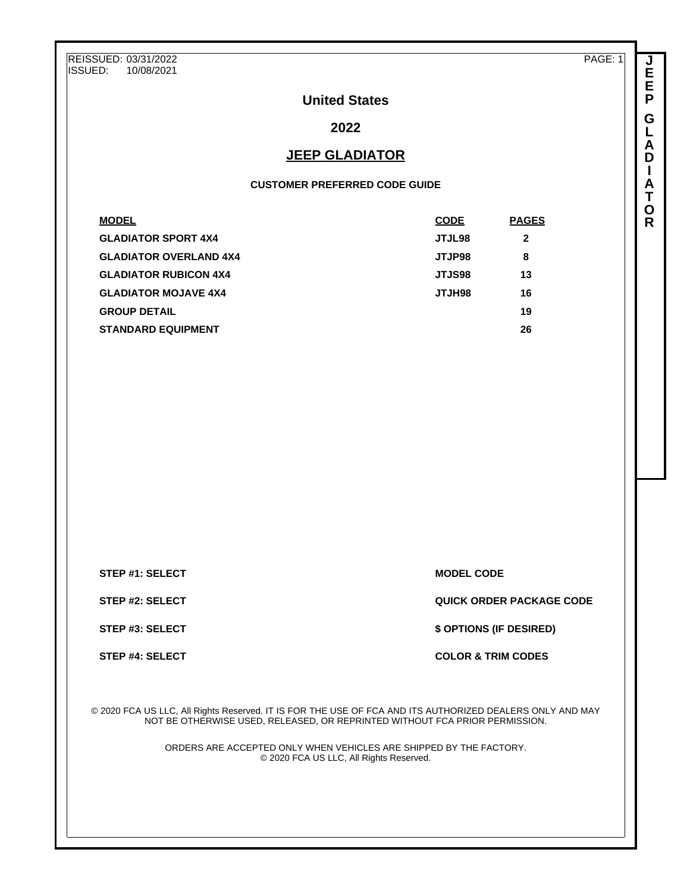REISSUED: 03/31/2022
ISSUED: 10/08/2021

# United States

## 2022

## JEEP GLADIATOR

### CUSTOMER PREFERRED CODE GUIDE

| MODEL | CODE | PAGES |
|---|---|---|
| GLADIATOR SPORT 4X4 | JTJL98 | 2 |
| GLADIATOR OVERLAND 4X4 | JTJP98 | 8 |
| GLADIATOR RUBICON 4X4 | JTJS98 | 13 |
| GLADIATOR MOJAVE 4X4 | JTJH98 | 16 |
| GROUP DETAIL | | 19 |
| STANDARD EQUIPMENT | | 26 |

| | |
|---|---|
| **STEP #1: SELECT** | **MODEL CODE** |
| **STEP #2: SELECT** | **QUICK ORDER PACKAGE CODE** |
| **STEP #3: SELECT** | **$ OPTIONS (IF DESIRED)** |
| **STEP #4: SELECT** | **COLOR & TRIM CODES** |

© 2020 FCA US LLC, All Rights Reserved. IT IS FOR THE USE OF FCA AND ITS AUTHORIZED DEALERS ONLY AND MAY NOT BE OTHERWISE USED, RELEASED, OR REPRINTED WITHOUT FCA PRIOR PERMISSION.

ORDERS ARE ACCEPTED ONLY WHEN VEHICLES ARE SHIPPED BY THE FACTORY.
© 2020 FCA US LLC, All Rights Reserved.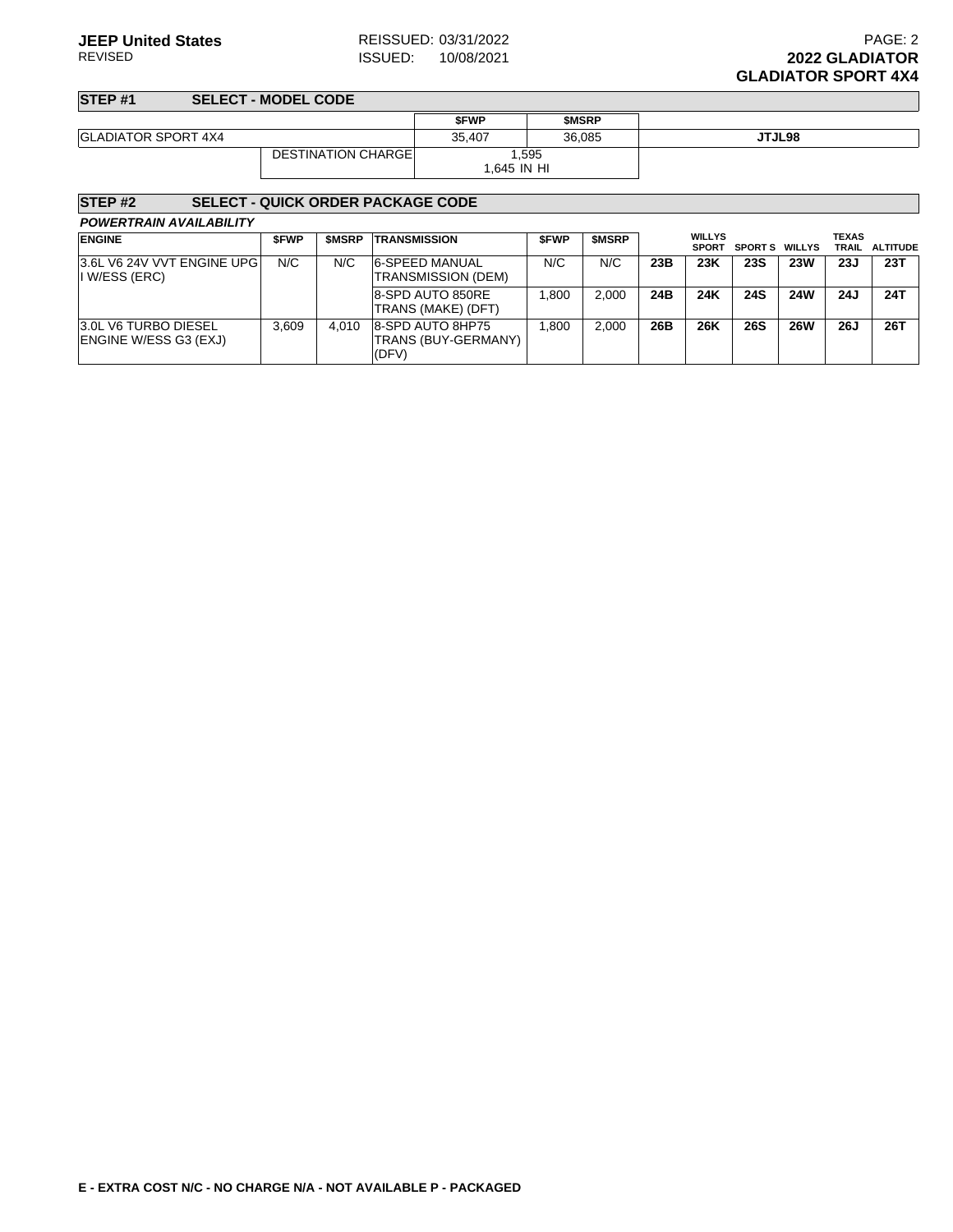## STEP #1 SELECT - MODEL CODE

| | | $FWP | $MSRP | |
|---|---|---|---|---|
| GLADIATOR SPORT 4X4 | | 35,407 | 36,085 | JTJL98 |
| | DESTINATION CHARGE | 1,595<br>1,645 IN HI | | |

## STEP #2 SELECT - QUICK ORDER PACKAGE CODE

***POWERTRAIN AVAILABILITY***

| ENGINE | $FWP | $MSRP | TRANSMISSION | $FWP | $MSRP | | WILLYS SPORT | SPORT S | WILLYS | TEXAS TRAIL | ALTITUDE |
|---|---|---|---|---|---|---|---|---|---|---|---|
| 3.6L V6 24V VVT ENGINE UPG I W/ESS (ERC) | N/C | N/C | 6-SPEED MANUAL TRANSMISSION (DEM) | N/C | N/C | **23B** | **23K** | **23S** | **23W** | **23J** | **23T** |
| | | | 8-SPD AUTO 850RE TRANS (MAKE) (DFT) | 1,800 | 2,000 | **24B** | **24K** | **24S** | **24W** | **24J** | **24T** |
| 3.0L V6 TURBO DIESEL ENGINE W/ESS G3 (EXJ) | 3,609 | 4,010 | 8-SPD AUTO 8HP75 TRANS (BUY-GERMANY) (DFV) | 1,800 | 2,000 | **26B** | **26K** | **26S** | **26W** | **26J** | **26T** |

**E - EXTRA COST N/C - NO CHARGE N/A - NOT AVAILABLE P - PACKAGED**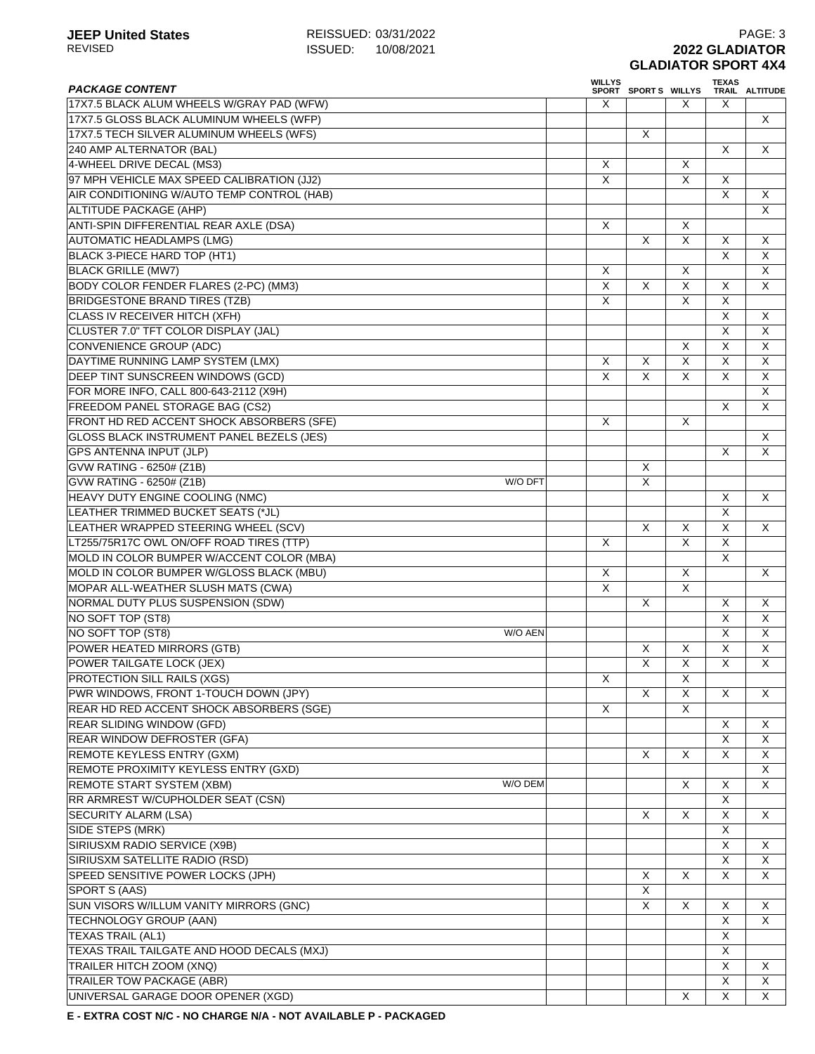**JEEP United States** REISSUED: 03/31/2022
REVISED ISSUED: 10/08/2021

**2022 GLADIATOR**
**GLADIATOR SPORT 4X4**

| PACKAGE CONTENT | | | WILLYS SPORT | SPORT S | WILLYS | TEXAS TRAIL | ALTITUDE |
|---|---|---|---|---|---|---|---|
| 17X7.5 BLACK ALUM WHEELS W/GRAY PAD (WFW) | | | X | | X | X | |
| 17X7.5 GLOSS BLACK ALUMINUM WHEELS (WFP) | | | | | | | X |
| 17X7.5 TECH SILVER ALUMINUM WHEELS (WFS) | | | | X | | | |
| 240 AMP ALTERNATOR (BAL) | | | | | | X | X |
| 4-WHEEL DRIVE DECAL (MS3) | | | X | | X | | |
| 97 MPH VEHICLE MAX SPEED CALIBRATION (JJ2) | | | X | | X | X | |
| AIR CONDITIONING W/AUTO TEMP CONTROL (HAB) | | | | | | X | X |
| ALTITUDE PACKAGE (AHP) | | | | | | | X |
| ANTI-SPIN DIFFERENTIAL REAR AXLE (DSA) | | | X | | X | | |
| AUTOMATIC HEADLAMPS (LMG) | | | | X | X | X | X |
| BLACK 3-PIECE HARD TOP (HT1) | | | | | | X | X |
| BLACK GRILLE (MW7) | | | X | | X | | X |
| BODY COLOR FENDER FLARES (2-PC) (MM3) | | | X | X | X | X | X |
| BRIDGESTONE BRAND TIRES (TZB) | | | X | | X | X | |
| CLASS IV RECEIVER HITCH (XFH) | | | | | | X | X |
| CLUSTER 7.0" TFT COLOR DISPLAY (JAL) | | | | | | X | X |
| CONVENIENCE GROUP (ADC) | | | | | X | X | X |
| DAYTIME RUNNING LAMP SYSTEM (LMX) | | | X | X | X | X | X |
| DEEP TINT SUNSCREEN WINDOWS (GCD) | | | X | X | X | X | X |
| FOR MORE INFO, CALL 800-643-2112 (X9H) | | | | | | | X |
| FREEDOM PANEL STORAGE BAG (CS2) | | | | | | X | X |
| FRONT HD RED ACCENT SHOCK ABSORBERS (SFE) | | | X | | X | | |
| GLOSS BLACK INSTRUMENT PANEL BEZELS (JES) | | | | | | | X |
| GPS ANTENNA INPUT (JLP) | | | | | | X | X |
| GVW RATING - 6250# (Z1B) | | | | X | | | |
| GVW RATING - 6250# (Z1B) | W/O DFT | | | X | | | |
| HEAVY DUTY ENGINE COOLING (NMC) | | | | | | X | X |
| LEATHER TRIMMED BUCKET SEATS (*JL) | | | | | | X | |
| LEATHER WRAPPED STEERING WHEEL (SCV) | | | | X | X | X | X |
| LT255/75R17C OWL ON/OFF ROAD TIRES (TTP) | | | X | | X | X | |
| MOLD IN COLOR BUMPER W/ACCENT COLOR (MBA) | | | | | | X | |
| MOLD IN COLOR BUMPER W/GLOSS BLACK (MBU) | | | X | | X | | X |
| MOPAR ALL-WEATHER SLUSH MATS (CWA) | | | X | | X | | |
| NORMAL DUTY PLUS SUSPENSION (SDW) | | | | X | | X | X |
| NO SOFT TOP (ST8) | | | | | | X | X |
| NO SOFT TOP (ST8) | W/O AEN | | | | | X | X |
| POWER HEATED MIRRORS (GTB) | | | | X | X | X | X |
| POWER TAILGATE LOCK (JEX) | | | | X | X | X | X |
| PROTECTION SILL RAILS (XGS) | | | X | | X | | |
| PWR WINDOWS, FRONT 1-TOUCH DOWN (JPY) | | | | X | X | X | X |
| REAR HD RED ACCENT SHOCK ABSORBERS (SGE) | | | X | | X | | |
| REAR SLIDING WINDOW (GFD) | | | | | | X | X |
| REAR WINDOW DEFROSTER (GFA) | | | | | | X | X |
| REMOTE KEYLESS ENTRY (GXM) | | | | X | X | X | X |
| REMOTE PROXIMITY KEYLESS ENTRY (GXD) | | | | | | | X |
| REMOTE START SYSTEM (XBM) | W/O DEM | | | | X | X | X |
| RR ARMREST W/CUPHOLDER SEAT (CSN) | | | | | | X | |
| SECURITY ALARM (LSA) | | | | X | X | X | X |
| SIDE STEPS (MRK) | | | | | | X | |
| SIRIUSXM RADIO SERVICE (X9B) | | | | | | X | X |
| SIRIUSXM SATELLITE RADIO (RSD) | | | | | | X | X |
| SPEED SENSITIVE POWER LOCKS (JPH) | | | | X | X | X | X |
| SPORT S (AAS) | | | | X | | | |
| SUN VISORS W/ILLUM VANITY MIRRORS (GNC) | | | | X | X | X | X |
| TECHNOLOGY GROUP (AAN) | | | | | | X | X |
| TEXAS TRAIL (AL1) | | | | | | X | |
| TEXAS TRAIL TAILGATE AND HOOD DECALS (MXJ) | | | | | | X | |
| TRAILER HITCH ZOOM (XNQ) | | | | | | X | X |
| TRAILER TOW PACKAGE (ABR) | | | | | | X | X |
| UNIVERSAL GARAGE DOOR OPENER (XGD) | | | | | X | X | X |

**E - EXTRA COST N/C - NO CHARGE N/A - NOT AVAILABLE P - PACKAGED**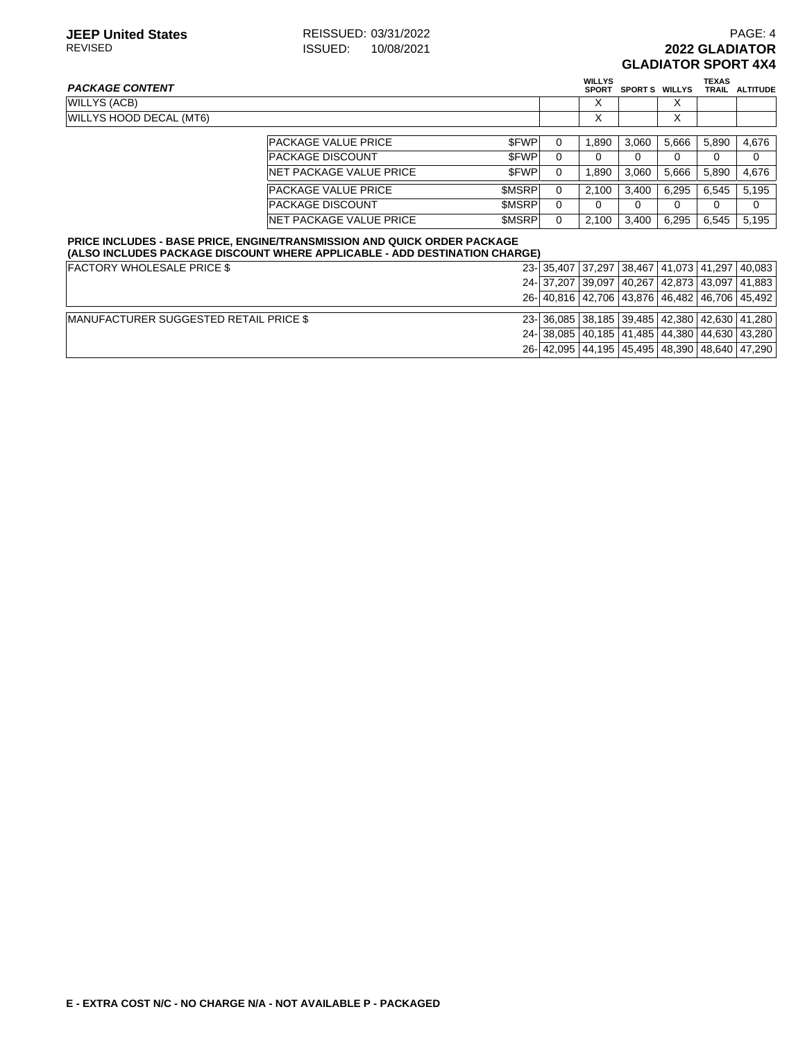# 2022 GLADIATOR

## GLADIATOR SPORT 4X4

| *PACKAGE CONTENT* | | | WILLYS SPORT | SPORT S | WILLYS | TEXAS TRAIL | ALTITUDE |
|---|---|---|---|---|---|---|---|
| WILLYS (ACB) | | | X | | X | | |
| WILLYS HOOD DECAL (MT6) | | | X | | X | | |
| PACKAGE VALUE PRICE | $FWP | 0 | 1,890 | 3,060 | 5,666 | 5,890 | 4,676 |
| PACKAGE DISCOUNT | $FWP | 0 | 0 | 0 | 0 | 0 | 0 |
| NET PACKAGE VALUE PRICE | $FWP | 0 | 1,890 | 3,060 | 5,666 | 5,890 | 4,676 |
| PACKAGE VALUE PRICE | $MSRP | 0 | 2,100 | 3,400 | 6,295 | 6,545 | 5,195 |
| PACKAGE DISCOUNT | $MSRP | 0 | 0 | 0 | 0 | 0 | 0 |
| NET PACKAGE VALUE PRICE | $MSRP | 0 | 2,100 | 3,400 | 6,295 | 6,545 | 5,195 |

**PRICE INCLUDES - BASE PRICE, ENGINE/TRANSMISSION AND QUICK ORDER PACKAGE**
**(ALSO INCLUDES PACKAGE DISCOUNT WHERE APPLICABLE - ADD DESTINATION CHARGE)**

| | | | | | | | |
|---|---|---|---|---|---|---|---|
| FACTORY WHOLESALE PRICE $ | 23- | 35,407 | 37,297 | 38,467 | 41,073 | 41,297 | 40,083 |
| | 24- | 37,207 | 39,097 | 40,267 | 42,873 | 43,097 | 41,883 |
| | 26- | 40,816 | 42,706 | 43,876 | 46,482 | 46,706 | 45,492 |
| MANUFACTURER SUGGESTED RETAIL PRICE $ | 23- | 36,085 | 38,185 | 39,485 | 42,380 | 42,630 | 41,280 |
| | 24- | 38,085 | 40,185 | 41,485 | 44,380 | 44,630 | 43,280 |
| | 26- | 42,095 | 44,195 | 45,495 | 48,390 | 48,640 | 47,290 |

**E - EXTRA COST N/C - NO CHARGE N/A - NOT AVAILABLE P - PACKAGED**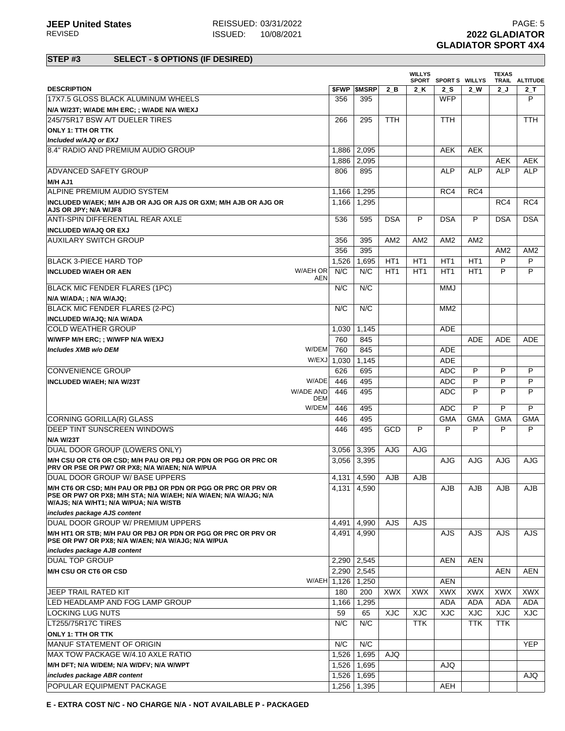**JEEP United States** REISSUED: 03/31/2022
REVISED ISSUED: 10/08/2021

**2022 GLADIATOR**
**GLADIATOR SPORT 4X4**

## STEP #3 SELECT - $ OPTIONS (IF DESIRED)

| DESCRIPTION | | $FWP | $MSRP | 2_B | WILLYS SPORT 2_K | SPORT S 2_S | WILLYS 2_W | TEXAS TRAIL 2_J | ALTITUDE 2_T |
|---|---|---|---|---|---|---|---|---|---|
| 17X7.5 GLOSS BLACK ALUMINUM WHEELS | | 356 | 395 | | | WFP | | | P |
| N/A W/23T; W/ADE M/H ERC; ; W/ADE N/A W/EXJ | | | | | | | | | |
| 245/75R17 BSW A/T DUELER TIRES | | 266 | 295 | TTH | | TTH | | | TTH |
| ONLY 1: TTH OR TTK | | | | | | | | | |
| *Included w/AJQ or EXJ* | | | | | | | | | |
| 8.4" RADIO AND PREMIUM AUDIO GROUP | | 1,886 | 2,095 | | | AEK | AEK | | |
| | | 1,886 | 2,095 | | | | | AEK | AEK |
| ADVANCED SAFETY GROUP | | 806 | 895 | | | ALP | ALP | ALP | ALP |
| M/H AJ1 | | | | | | | | | |
| ALPINE PREMIUM AUDIO SYSTEM | | 1,166 | 1,295 | | | RC4 | RC4 | | |
| INCLUDED W/AEK; M/H AJB OR AJG OR AJS OR GXM; M/H AJB OR AJG OR AJS OR JPY; N/A W/JF8 | | 1,166 | 1,295 | | | | | RC4 | RC4 |
| ANTI-SPIN DIFFERENTIAL REAR AXLE | | 536 | 595 | DSA | P | DSA | P | DSA | DSA |
| INCLUDED W/AJQ OR EXJ | | | | | | | | | |
| AUXILARY SWITCH GROUP | | 356 | 395 | AM2 | AM2 | AM2 | AM2 | | |
| | | 356 | 395 | | | | | AM2 | AM2 |
| BLACK 3-PIECE HARD TOP | | 1,526 | 1,695 | HT1 | HT1 | HT1 | HT1 | P | P |
| INCLUDED W/AEH OR AEN | W/AEH OR AEN | N/C | N/C | HT1 | HT1 | HT1 | HT1 | P | P |
| BLACK MIC FENDER FLARES (1PC) | | N/C | N/C | | | MMJ | | | |
| N/A W/ADA; ; N/A W/AJQ; | | | | | | | | | |
| BLACK MIC FENDER FLARES (2-PC) | | N/C | N/C | | | MM2 | | | |
| INCLUDED W/AJQ; N/A W/ADA | | | | | | | | | |
| COLD WEATHER GROUP | | 1,030 | 1,145 | | | ADE | | | |
| W/WFP M/H ERC; ; W/WFP N/A W/EXJ | | 760 | 845 | | | | ADE | ADE | ADE |
| *Includes XMB w/o DEM* | W/DEM | 760 | 845 | | | ADE | | | |
| | W/EXJ | 1,030 | 1,145 | | | ADE | | | |
| CONVENIENCE GROUP | | 626 | 695 | | | ADC | P | P | P |
| INCLUDED W/AEH; N/A W/23T | W/ADE | 446 | 495 | | | ADC | P | P | P |
| | W/ADE AND DEM | 446 | 495 | | | ADC | P | P | P |
| | W/DEM | 446 | 495 | | | ADC | P | P | P |
| CORNING GORILLA(R) GLASS | | 446 | 495 | | | GMA | GMA | GMA | GMA |
| DEEP TINT SUNSCREEN WINDOWS | | 446 | 495 | GCD | P | P | P | P | P |
| N/A W/23T | | | | | | | | | |
| DUAL DOOR GROUP (LOWERS ONLY) | | 3,056 | 3,395 | AJG | AJG | | | | |
| M/H CSU OR CT6 OR CSD; M/H PAU OR PBJ OR PDN OR PGG OR PRC OR PRV OR PSE OR PW7 OR PX8; N/A W/AEN; N/A W/PUA | | 3,056 | 3,395 | | | AJG | AJG | AJG | AJG |
| DUAL DOOR GROUP W/ BASE UPPERS | | 4,131 | 4,590 | AJB | AJB | | | | |
| M/H CT6 OR CSD; M/H PAU OR PBJ OR PDN OR PGG OR PRC OR PRV OR PSE OR PW7 OR PX8; M/H STA; N/A W/AEH; N/A W/AEN; N/A W/AJG; N/A W/AJS; N/A W/HT1; N/A W/PUA; N/A W/STB | | 4,131 | 4,590 | | | AJB | AJB | AJB | AJB |
| *includes package AJS content* | | | | | | | | | |
| DUAL DOOR GROUP W/ PREMIUM UPPERS | | 4,491 | 4,990 | AJS | AJS | | | | |
| M/H HT1 OR STB; M/H PAU OR PBJ OR PDN OR PGG OR PRC OR PRV OR PSE OR PW7 OR PX8; N/A W/AEN; N/A W/AJG; N/A W/PUA | | 4,491 | 4,990 | | | AJS | AJS | AJS | AJS |
| *includes package AJB content* | | | | | | | | | |
| DUAL TOP GROUP | | 2,290 | 2,545 | | | AEN | AEN | | |
| M/H CSU OR CT6 OR CSD | | 2,290 | 2,545 | | | | | AEN | AEN |
| | W/AEH | 1,126 | 1,250 | | | AEN | | | |
| JEEP TRAIL RATED KIT | | 180 | 200 | XWX | XWX | XWX | XWX | XWX | XWX |
| LED HEADLAMP AND FOG LAMP GROUP | | 1,166 | 1,295 | | | ADA | ADA | ADA | ADA |
| LOCKING LUG NUTS | | 59 | 65 | XJC | XJC | XJC | XJC | XJC | XJC |
| LT255/75R17C TIRES | | N/C | N/C | | TTK | | TTK | TTK | |
| ONLY 1: TTH OR TTK | | | | | | | | | |
| MANUF STATEMENT OF ORIGIN | | N/C | N/C | | | | | | YEP |
| MAX TOW PACKAGE W/4.10 AXLE RATIO | | 1,526 | 1,695 | AJQ | | | | | |
| M/H DFT; N/A W/DEM; N/A W/DFV; N/A W/WPT | | 1,526 | 1,695 | | | AJQ | | | |
| *includes package ABR content* | | 1,526 | 1,695 | | | | | | AJQ |
| POPULAR EQUIPMENT PACKAGE | | 1,256 | 1,395 | | | AEH | | | |

**E - EXTRA COST N/C - NO CHARGE N/A - NOT AVAILABLE P - PACKAGED**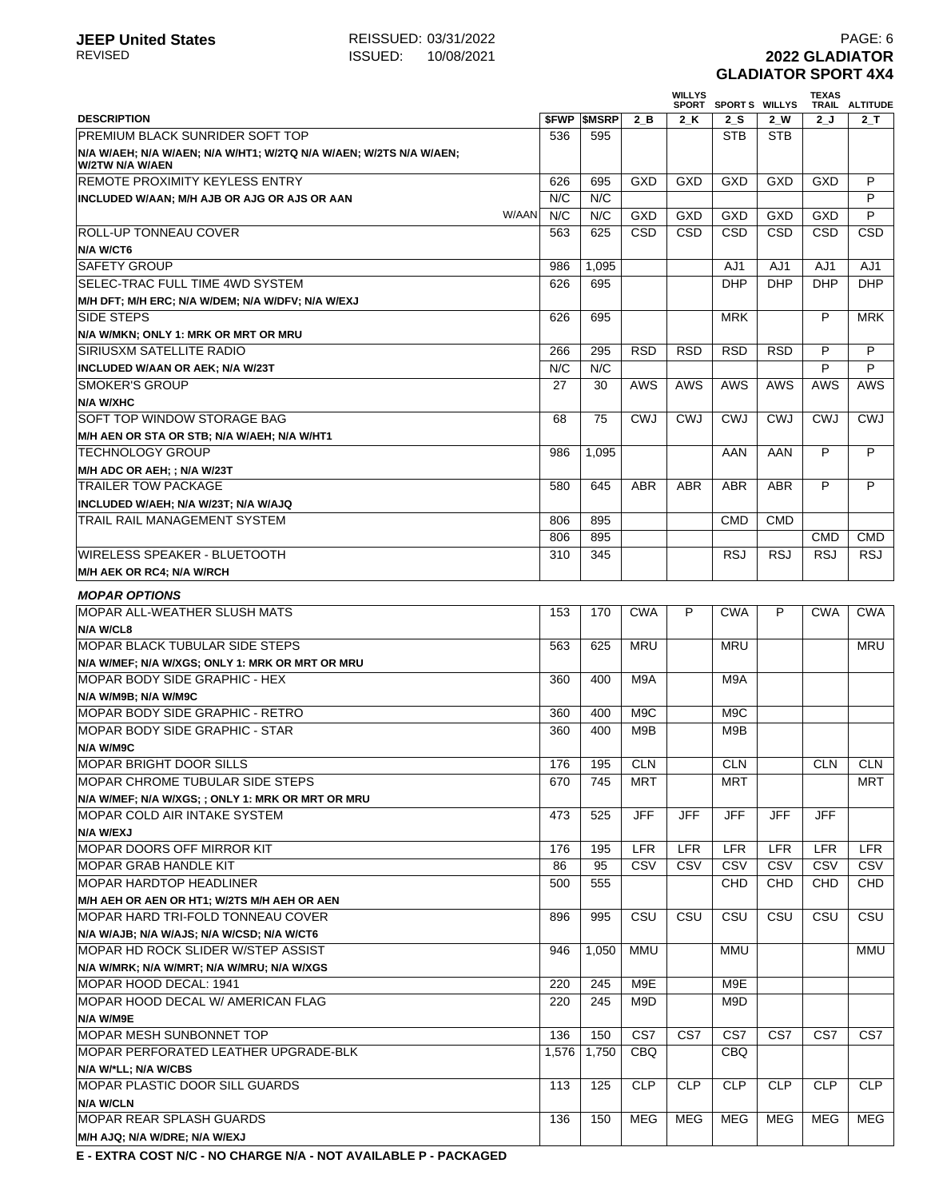**JEEP United States**
REVISED

REISSUED: 03/31/2022
ISSUED: 10/08/2021

**2022 GLADIATOR**
**GLADIATOR SPORT 4X4**

| DESCRIPTION | $FWP | $MSRP | 2_B | WILLYS SPORT 2_K | SPORT S 2_S | WILLYS 2_W | TEXAS TRAIL 2_J | ALTITUDE 2_T |
|---|---|---|---|---|---|---|---|---|
| PREMIUM BLACK SUNRIDER SOFT TOP | 536 | 595 | | | STB | STB | | |
| **N/A W/AEH; N/A W/AEN; N/A W/HT1; W/2TQ N/A W/AEN; W/2TS N/A W/AEN; W/2TW N/A W/AEN** | | | | | | | | |
| REMOTE PROXIMITY KEYLESS ENTRY | 626 | 695 | GXD | GXD | GXD | GXD | GXD | P |
| **INCLUDED W/AAN; M/H AJB OR AJG OR AJS OR AAN** | N/C | N/C | | | | | | P |
| W/AAN | N/C | N/C | GXD | GXD | GXD | GXD | GXD | P |
| ROLL-UP TONNEAU COVER | 563 | 625 | CSD | CSD | CSD | CSD | CSD | CSD |
| **N/A W/CT6** | | | | | | | | |
| SAFETY GROUP | 986 | 1,095 | | | AJ1 | AJ1 | AJ1 | AJ1 |
| SELEC-TRAC FULL TIME 4WD SYSTEM | 626 | 695 | | | DHP | DHP | DHP | DHP |
| **M/H DFT; M/H ERC; N/A W/DEM; N/A W/DFV; N/A W/EXJ** | | | | | | | | |
| SIDE STEPS | 626 | 695 | | | MRK | | P | MRK |
| **N/A W/MKN; ONLY 1: MRK OR MRT OR MRU** | | | | | | | | |
| SIRIUSXM SATELLITE RADIO | 266 | 295 | RSD | RSD | RSD | RSD | P | P |
| **INCLUDED W/AAN OR AEK; N/A W/23T** | N/C | N/C | | | | | P | P |
| SMOKER'S GROUP | 27 | 30 | AWS | AWS | AWS | AWS | AWS | AWS |
| **N/A W/XHC** | | | | | | | | |
| SOFT TOP WINDOW STORAGE BAG | 68 | 75 | CWJ | CWJ | CWJ | CWJ | CWJ | CWJ |
| **M/H AEN OR STA OR STB; N/A W/AEH; N/A W/HT1** | | | | | | | | |
| TECHNOLOGY GROUP | 986 | 1,095 | | | AAN | AAN | P | P |
| **M/H ADC OR AEH; ; N/A W/23T** | | | | | | | | |
| TRAILER TOW PACKAGE | 580 | 645 | ABR | ABR | ABR | ABR | P | P |
| **INCLUDED W/AEH; N/A W/23T; N/A W/AJQ** | | | | | | | | |
| TRAIL RAIL MANAGEMENT SYSTEM | 806 | 895 | | | CMD | CMD | | |
| | 806 | 895 | | | | | CMD | CMD |
| WIRELESS SPEAKER - BLUETOOTH | 310 | 345 | | | RSJ | RSJ | RSJ | RSJ |
| **M/H AEK OR RC4; N/A W/RCH** | | | | | | | | |
| ***MOPAR OPTIONS*** | | | | | | | | |
| MOPAR ALL-WEATHER SLUSH MATS | 153 | 170 | CWA | P | CWA | P | CWA | CWA |
| **N/A W/CL8** | | | | | | | | |
| MOPAR BLACK TUBULAR SIDE STEPS | 563 | 625 | MRU | | MRU | | | MRU |
| **N/A W/MEF; N/A W/XGS; ONLY 1: MRK OR MRT OR MRU** | | | | | | | | |
| MOPAR BODY SIDE GRAPHIC - HEX | 360 | 400 | M9A | | M9A | | | |
| **N/A W/M9B; N/A W/M9C** | | | | | | | | |
| MOPAR BODY SIDE GRAPHIC - RETRO | 360 | 400 | M9C | | M9C | | | |
| MOPAR BODY SIDE GRAPHIC - STAR | 360 | 400 | M9B | | M9B | | | |
| **N/A W/M9C** | | | | | | | | |
| MOPAR BRIGHT DOOR SILLS | 176 | 195 | CLN | | CLN | | CLN | CLN |
| MOPAR CHROME TUBULAR SIDE STEPS | 670 | 745 | MRT | | MRT | | | MRT |
| **N/A W/MEF; N/A W/XGS; ; ONLY 1: MRK OR MRT OR MRU** | | | | | | | | |
| MOPAR COLD AIR INTAKE SYSTEM | 473 | 525 | JFF | JFF | JFF | JFF | JFF | |
| **N/A W/EXJ** | | | | | | | | |
| MOPAR DOORS OFF MIRROR KIT | 176 | 195 | LFR | LFR | LFR | LFR | LFR | LFR |
| MOPAR GRAB HANDLE KIT | 86 | 95 | CSV | CSV | CSV | CSV | CSV | CSV |
| MOPAR HARDTOP HEADLINER | 500 | 555 | | | CHD | CHD | CHD | CHD |
| **M/H AEH OR AEN OR HT1; W/2TS M/H AEH OR AEN** | | | | | | | | |
| MOPAR HARD TRI-FOLD TONNEAU COVER | 896 | 995 | CSU | CSU | CSU | CSU | CSU | CSU |
| **N/A W/AJB; N/A W/AJS; N/A W/CSD; N/A W/CT6** | | | | | | | | |
| MOPAR HD ROCK SLIDER W/STEP ASSIST | 946 | 1,050 | MMU | | MMU | | | MMU |
| **N/A W/MRK; N/A W/MRT; N/A W/MRU; N/A W/XGS** | | | | | | | | |
| MOPAR HOOD DECAL: 1941 | 220 | 245 | M9E | | M9E | | | |
| MOPAR HOOD DECAL W/ AMERICAN FLAG | 220 | 245 | M9D | | M9D | | | |
| **N/A W/M9E** | | | | | | | | |
| MOPAR MESH SUNBONNET TOP | 136 | 150 | CS7 | CS7 | CS7 | CS7 | CS7 | CS7 |
| MOPAR PERFORATED LEATHER UPGRADE-BLK | 1,576 | 1,750 | CBQ | | CBQ | | | |
| **N/A W/*LL; N/A W/CBS** | | | | | | | | |
| MOPAR PLASTIC DOOR SILL GUARDS | 113 | 125 | CLP | CLP | CLP | CLP | CLP | CLP |
| **N/A W/CLN** | | | | | | | | |
| MOPAR REAR SPLASH GUARDS | 136 | 150 | MEG | MEG | MEG | MEG | MEG | MEG |
| **M/H AJQ; N/A W/DRE; N/A W/EXJ** | | | | | | | | |

**E - EXTRA COST N/C - NO CHARGE N/A - NOT AVAILABLE P - PACKAGED**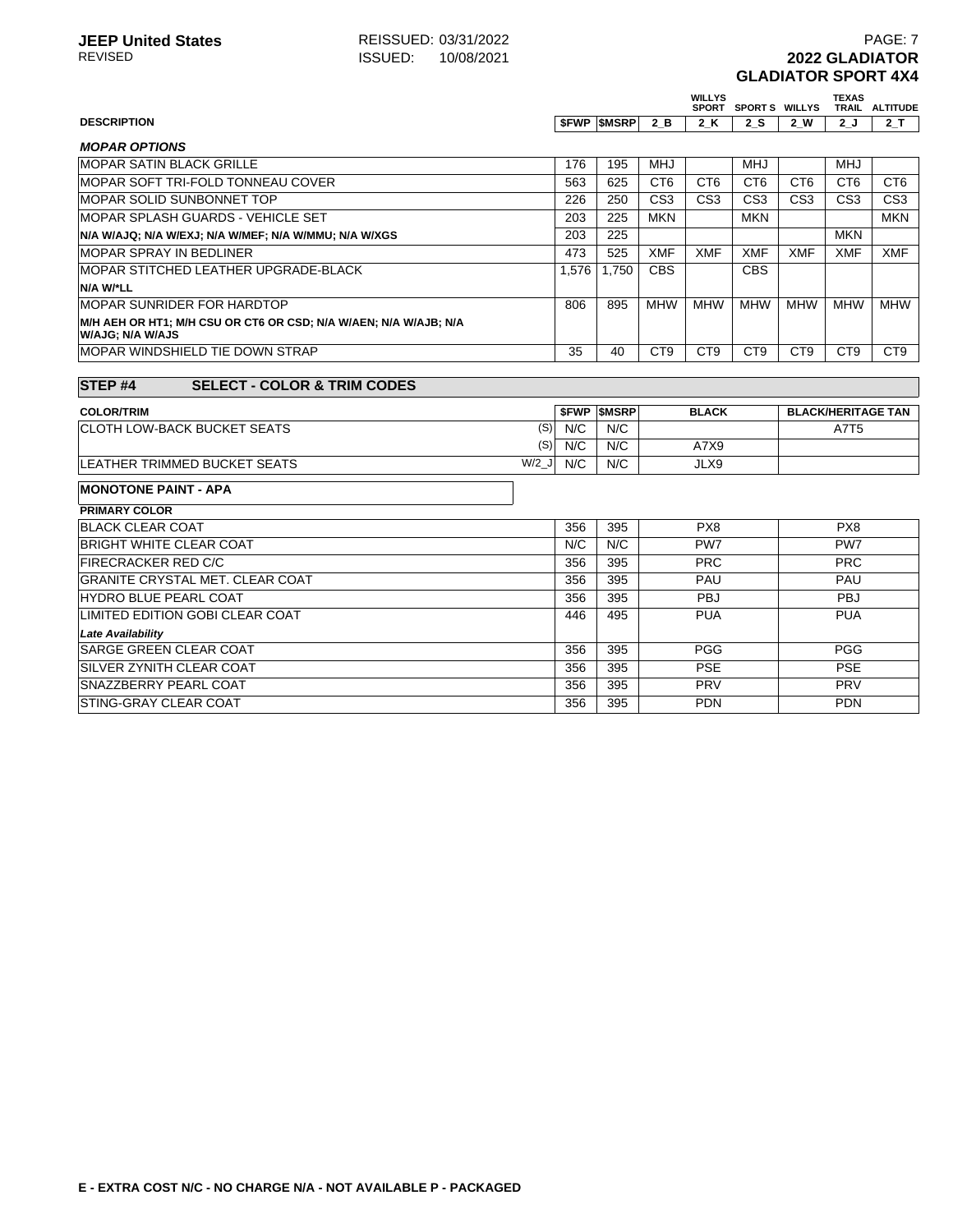| DESCRIPTION | $FWP | $MSRP | 2_B | WILLYS SPORT 2_K | SPORT S 2_S | WILLYS 2_W | TEXAS TRAIL 2_J | ALTITUDE 2_T |
|---|---|---|---|---|---|---|---|---|
| ***MOPAR OPTIONS*** | | | | | | | | |
| MOPAR SATIN BLACK GRILLE | 176 | 195 | MHJ | | MHJ | | MHJ | |
| MOPAR SOFT TRI-FOLD TONNEAU COVER | 563 | 625 | CT6 | CT6 | CT6 | CT6 | CT6 | CT6 |
| MOPAR SOLID SUNBONNET TOP | 226 | 250 | CS3 | CS3 | CS3 | CS3 | CS3 | CS3 |
| MOPAR SPLASH GUARDS - VEHICLE SET | 203 | 225 | MKN | | MKN | | | MKN |
| **N/A W/AJQ; N/A W/EXJ; N/A W/MEF; N/A W/MMU; N/A W/XGS** | 203 | 225 | | | | | MKN | |
| MOPAR SPRAY IN BEDLINER | 473 | 525 | XMF | XMF | XMF | XMF | XMF | XMF |
| MOPAR STITCHED LEATHER UPGRADE-BLACK | 1,576 | 1,750 | CBS | | CBS | | | |
| **N/A W/*LL** | | | | | | | | |
| MOPAR SUNRIDER FOR HARDTOP | 806 | 895 | MHW | MHW | MHW | MHW | MHW | MHW |
| **M/H AEH OR HT1; M/H CSU OR CT6 OR CSD; N/A W/AEN; N/A W/AJB; N/A W/AJG; N/A W/AJS** | | | | | | | | |
| MOPAR WINDSHIELD TIE DOWN STRAP | 35 | 40 | CT9 | CT9 | CT9 | CT9 | CT9 | CT9 |

## STEP #4 SELECT - COLOR & TRIM CODES

| COLOR/TRIM | | $FWP | $MSRP | BLACK | BLACK/HERITAGE TAN |
|---|---|---|---|---|---|
| CLOTH LOW-BACK BUCKET SEATS | (S) | N/C | N/C | | A7T5 |
| | (S) | N/C | N/C | A7X9 | |
| LEATHER TRIMMED BUCKET SEATS | W/2_J | N/C | N/C | JLX9 | |

**MONOTONE PAINT - APA**

| PRIMARY COLOR | $FWP | $MSRP | BLACK | BLACK/HERITAGE TAN |
|---|---|---|---|---|
| BLACK CLEAR COAT | 356 | 395 | PX8 | PX8 |
| BRIGHT WHITE CLEAR COAT | N/C | N/C | PW7 | PW7 |
| FIRECRACKER RED C/C | 356 | 395 | PRC | PRC |
| GRANITE CRYSTAL MET. CLEAR COAT | 356 | 395 | PAU | PAU |
| HYDRO BLUE PEARL COAT | 356 | 395 | PBJ | PBJ |
| LIMITED EDITION GOBI CLEAR COAT | 446 | 495 | PUA | PUA |
| ***Late Availability*** | | | | |
| SARGE GREEN CLEAR COAT | 356 | 395 | PGG | PGG |
| SILVER ZYNITH CLEAR COAT | 356 | 395 | PSE | PSE |
| SNAZZBERRY PEARL COAT | 356 | 395 | PRV | PRV |
| STING-GRAY CLEAR COAT | 356 | 395 | PDN | PDN |

**E - EXTRA COST N/C - NO CHARGE N/A - NOT AVAILABLE P - PACKAGED**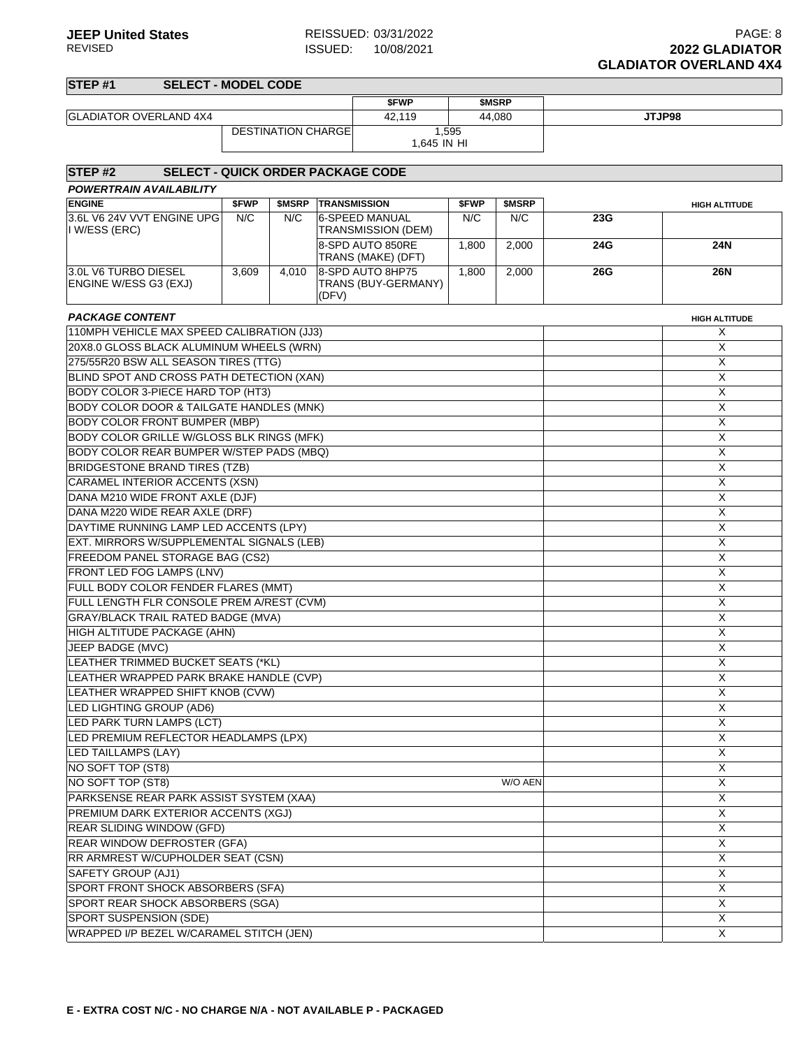**JEEP United States**
REVISED

REISSUED: 03/31/2022
ISSUED: 10/08/2021

**2022 GLADIATOR**
**GLADIATOR OVERLAND 4X4**

## STEP #1 SELECT - MODEL CODE

| | | $FWP | $MSRP | |
|---|---|---|---|---|
| GLADIATOR OVERLAND 4X4 | | 42,119 | 44,080 | JTJP98 |
| | DESTINATION CHARGE | 1,595<br>1,645 IN HI | | |

## STEP #2 SELECT - QUICK ORDER PACKAGE CODE

***POWERTRAIN AVAILABILITY***

| ENGINE | $FWP | $MSRP | TRANSMISSION | $FWP | $MSRP | | HIGH ALTITUDE |
|---|---|---|---|---|---|---|---|
| 3.6L V6 24V VVT ENGINE UPG I W/ESS (ERC) | N/C | N/C | 6-SPEED MANUAL TRANSMISSION (DEM) | N/C | N/C | 23G | |
| | | | 8-SPD AUTO 850RE TRANS (MAKE) (DFT) | 1,800 | 2,000 | 24G | 24N |
| 3.0L V6 TURBO DIESEL ENGINE W/ESS G3 (EXJ) | 3,609 | 4,010 | 8-SPD AUTO 8HP75 TRANS (BUY-GERMANY) (DFV) | 1,800 | 2,000 | 26G | 26N |

***PACKAGE CONTENT***

| | | | HIGH ALTITUDE |
|---|---|---|---|
| 110MPH VEHICLE MAX SPEED CALIBRATION (JJ3) | | | X |
| 20X8.0 GLOSS BLACK ALUMINUM WHEELS (WRN) | | | X |
| 275/55R20 BSW ALL SEASON TIRES (TTG) | | | X |
| BLIND SPOT AND CROSS PATH DETECTION (XAN) | | | X |
| BODY COLOR 3-PIECE HARD TOP (HT3) | | | X |
| BODY COLOR DOOR & TAILGATE HANDLES (MNK) | | | X |
| BODY COLOR FRONT BUMPER (MBP) | | | X |
| BODY COLOR GRILLE W/GLOSS BLK RINGS (MFK) | | | X |
| BODY COLOR REAR BUMPER W/STEP PADS (MBQ) | | | X |
| BRIDGESTONE BRAND TIRES (TZB) | | | X |
| CARAMEL INTERIOR ACCENTS (XSN) | | | X |
| DANA M210 WIDE FRONT AXLE (DJF) | | | X |
| DANA M220 WIDE REAR AXLE (DRF) | | | X |
| DAYTIME RUNNING LAMP LED ACCENTS (LPY) | | | X |
| EXT. MIRRORS W/SUPPLEMENTAL SIGNALS (LEB) | | | X |
| FREEDOM PANEL STORAGE BAG (CS2) | | | X |
| FRONT LED FOG LAMPS (LNV) | | | X |
| FULL BODY COLOR FENDER FLARES (MMT) | | | X |
| FULL LENGTH FLR CONSOLE PREM A/REST (CVM) | | | X |
| GRAY/BLACK TRAIL RATED BADGE (MVA) | | | X |
| HIGH ALTITUDE PACKAGE (AHN) | | | X |
| JEEP BADGE (MVC) | | | X |
| LEATHER TRIMMED BUCKET SEATS (*KL) | | | X |
| LEATHER WRAPPED PARK BRAKE HANDLE (CVP) | | | X |
| LEATHER WRAPPED SHIFT KNOB (CVW) | | | X |
| LED LIGHTING GROUP (AD6) | | | X |
| LED PARK TURN LAMPS (LCT) | | | X |
| LED PREMIUM REFLECTOR HEADLAMPS (LPX) | | | X |
| LED TAILLAMPS (LAY) | | | X |
| NO SOFT TOP (ST8) | | | X |
| NO SOFT TOP (ST8) | W/O AEN | | X |
| PARKSENSE REAR PARK ASSIST SYSTEM (XAA) | | | X |
| PREMIUM DARK EXTERIOR ACCENTS (XGJ) | | | X |
| REAR SLIDING WINDOW (GFD) | | | X |
| REAR WINDOW DEFROSTER (GFA) | | | X |
| RR ARMREST W/CUPHOLDER SEAT (CSN) | | | X |
| SAFETY GROUP (AJ1) | | | X |
| SPORT FRONT SHOCK ABSORBERS (SFA) | | | X |
| SPORT REAR SHOCK ABSORBERS (SGA) | | | X |
| SPORT SUSPENSION (SDE) | | | X |
| WRAPPED I/P BEZEL W/CARAMEL STITCH (JEN) | | | X |

**E - EXTRA COST N/C - NO CHARGE N/A - NOT AVAILABLE P - PACKAGED**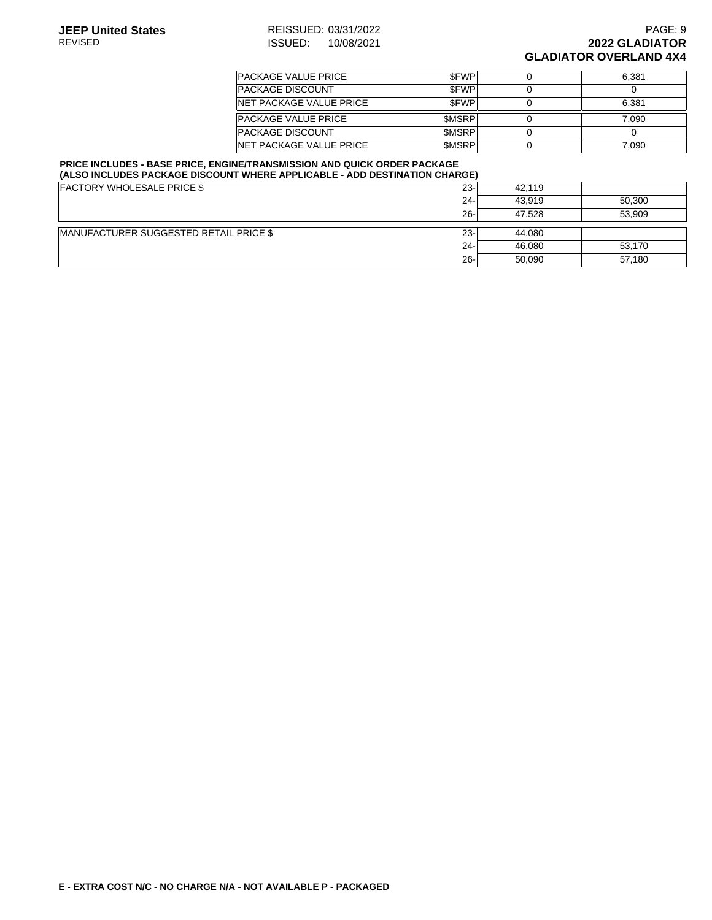| | | | |
|---|---|---|---|
| PACKAGE VALUE PRICE | $FWP | 0 | 6,381 |
| PACKAGE DISCOUNT | $FWP | 0 | 0 |
| NET PACKAGE VALUE PRICE | $FWP | 0 | 6,381 |
| PACKAGE VALUE PRICE | $MSRP | 0 | 7,090 |
| PACKAGE DISCOUNT | $MSRP | 0 | 0 |
| NET PACKAGE VALUE PRICE | $MSRP | 0 | 7,090 |

**PRICE INCLUDES - BASE PRICE, ENGINE/TRANSMISSION AND QUICK ORDER PACKAGE (ALSO INCLUDES PACKAGE DISCOUNT WHERE APPLICABLE - ADD DESTINATION CHARGE)**

| | | | |
|---|---|---|---|
| FACTORY WHOLESALE PRICE $ | 23- | 42,119 | |
| | 24- | 43,919 | 50,300 |
| | 26- | 47,528 | 53,909 |
| MANUFACTURER SUGGESTED RETAIL PRICE $ | 23- | 44,080 | |
| | 24- | 46,080 | 53,170 |
| | 26- | 50,090 | 57,180 |

**E - EXTRA COST N/C - NO CHARGE N/A - NOT AVAILABLE P - PACKAGED**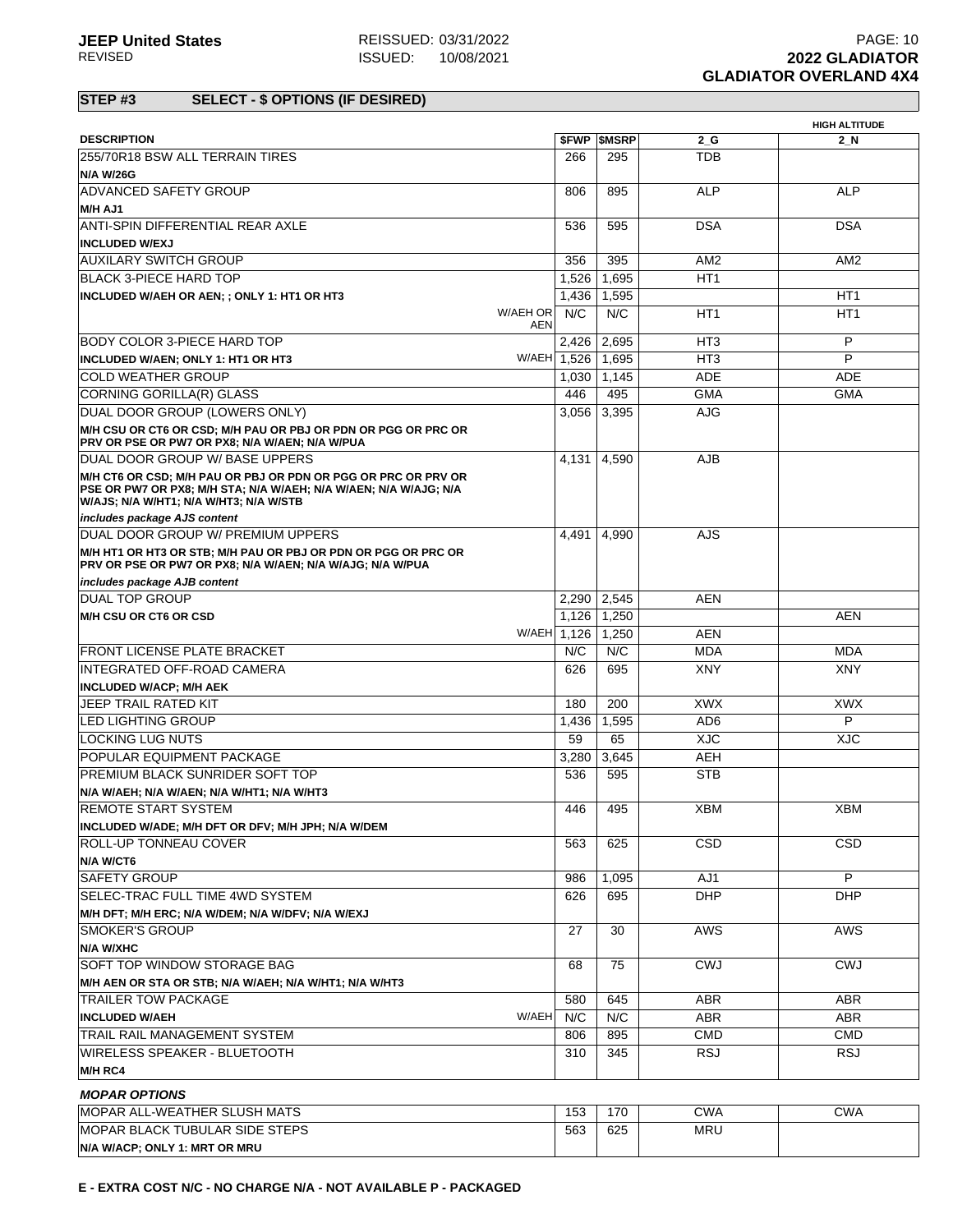**JEEP United States** REISSUED: 03/31/2022
REVISED ISSUED: 10/08/2021
**2022 GLADIATOR**
**GLADIATOR OVERLAND 4X4**

## STEP #3 SELECT - $ OPTIONS (IF DESIRED)

| DESCRIPTION | | $FWP | $MSRP | 2_G | HIGH ALTITUDE 2_N |
|---|---|---|---|---|---|
| 255/70R18 BSW ALL TERRAIN TIRES | | 266 | 295 | TDB | |
| **N/A W/26G** | | | | | |
| ADVANCED SAFETY GROUP | | 806 | 895 | ALP | ALP |
| **M/H AJ1** | | | | | |
| ANTI-SPIN DIFFERENTIAL REAR AXLE | | 536 | 595 | DSA | DSA |
| **INCLUDED W/EXJ** | | | | | |
| AUXILARY SWITCH GROUP | | 356 | 395 | AM2 | AM2 |
| BLACK 3-PIECE HARD TOP | | 1,526 | 1,695 | HT1 | |
| **INCLUDED W/AEH OR AEN; ; ONLY 1: HT1 OR HT3** | | 1,436 | 1,595 | | HT1 |
| | W/AEH OR AEN | N/C | N/C | HT1 | HT1 |
| BODY COLOR 3-PIECE HARD TOP | | 2,426 | 2,695 | HT3 | P |
| **INCLUDED W/AEN; ONLY 1: HT1 OR HT3** | W/AEH | 1,526 | 1,695 | HT3 | P |
| COLD WEATHER GROUP | | 1,030 | 1,145 | ADE | ADE |
| CORNING GORILLA(R) GLASS | | 446 | 495 | GMA | GMA |
| DUAL DOOR GROUP (LOWERS ONLY) | | 3,056 | 3,395 | AJG | |
| **M/H CSU OR CT6 OR CSD; M/H PAU OR PBJ OR PDN OR PGG OR PRC OR PRV OR PSE OR PW7 OR PX8; N/A W/AEN; N/A W/PUA** | | | | | |
| DUAL DOOR GROUP W/ BASE UPPERS | | 4,131 | 4,590 | AJB | |
| **M/H CT6 OR CSD; M/H PAU OR PBJ OR PDN OR PGG OR PRC OR PRV OR PSE OR PW7 OR PX8; M/H STA; N/A W/AEH; N/A W/AEN; N/A W/AJG; N/A W/AJS; N/A W/HT1; N/A W/HT3; N/A W/STB** | | | | | |
| *includes package AJS content* | | | | | |
| DUAL DOOR GROUP W/ PREMIUM UPPERS | | 4,491 | 4,990 | AJS | |
| **M/H HT1 OR HT3 OR STB; M/H PAU OR PBJ OR PDN OR PGG OR PRC OR PRV OR PSE OR PW7 OR PX8; N/A W/AEN; N/A W/AJG; N/A W/PUA** | | | | | |
| *includes package AJB content* | | | | | |
| DUAL TOP GROUP | | 2,290 | 2,545 | AEN | |
| **M/H CSU OR CT6 OR CSD** | | 1,126 | 1,250 | | AEN |
| | W/AEH | 1,126 | 1,250 | AEN | |
| FRONT LICENSE PLATE BRACKET | | N/C | N/C | MDA | MDA |
| INTEGRATED OFF-ROAD CAMERA | | 626 | 695 | XNY | XNY |
| **INCLUDED W/ACP; M/H AEK** | | | | | |
| JEEP TRAIL RATED KIT | | 180 | 200 | XWX | XWX |
| LED LIGHTING GROUP | | 1,436 | 1,595 | AD6 | P |
| LOCKING LUG NUTS | | 59 | 65 | XJC | XJC |
| POPULAR EQUIPMENT PACKAGE | | 3,280 | 3,645 | AEH | |
| PREMIUM BLACK SUNRIDER SOFT TOP | | 536 | 595 | STB | |
| **N/A W/AEH; N/A W/AEN; N/A W/HT1; N/A W/HT3** | | | | | |
| REMOTE START SYSTEM | | 446 | 495 | XBM | XBM |
| **INCLUDED W/ADE; M/H DFT OR DFV; M/H JPH; N/A W/DEM** | | | | | |
| ROLL-UP TONNEAU COVER | | 563 | 625 | CSD | CSD |
| **N/A W/CT6** | | | | | |
| SAFETY GROUP | | 986 | 1,095 | AJ1 | P |
| SELEC-TRAC FULL TIME 4WD SYSTEM | | 626 | 695 | DHP | DHP |
| **M/H DFT; M/H ERC; N/A W/DEM; N/A W/DFV; N/A W/EXJ** | | | | | |
| SMOKER'S GROUP | | 27 | 30 | AWS | AWS |
| **N/A W/XHC** | | | | | |
| SOFT TOP WINDOW STORAGE BAG | | 68 | 75 | CWJ | CWJ |
| **M/H AEN OR STA OR STB; N/A W/AEH; N/A W/HT1; N/A W/HT3** | | | | | |
| TRAILER TOW PACKAGE | | 580 | 645 | ABR | ABR |
| **INCLUDED W/AEH** | W/AEH | N/C | N/C | ABR | ABR |
| TRAIL RAIL MANAGEMENT SYSTEM | | 806 | 895 | CMD | CMD |
| WIRELESS SPEAKER - BLUETOOTH | | 310 | 345 | RSJ | RSJ |
| **M/H RC4** | | | | | |

***MOPAR OPTIONS***

| DESCRIPTION | $FWP | $MSRP | 2_G | 2_N |
|---|---|---|---|---|
| MOPAR ALL-WEATHER SLUSH MATS | 153 | 170 | CWA | CWA |
| MOPAR BLACK TUBULAR SIDE STEPS | 563 | 625 | MRU | |
| **N/A W/ACP; ONLY 1: MRT OR MRU** | | | | |

**E - EXTRA COST N/C - NO CHARGE N/A - NOT AVAILABLE P - PACKAGED**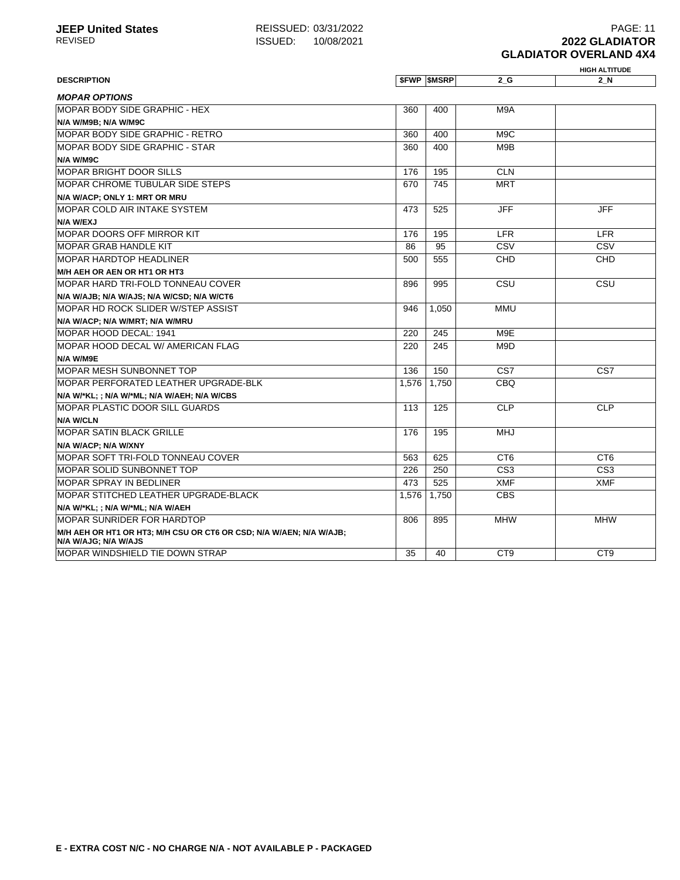**2022 GLADIATOR**
**GLADIATOR OVERLAND 4X4**

| DESCRIPTION | $FWP | $MSRP | 2_G | HIGH ALTITUDE 2_N |
|---|---|---|---|---|
| ***MOPAR OPTIONS*** | | | | |
| MOPAR BODY SIDE GRAPHIC - HEX | 360 | 400 | M9A | |
| **N/A W/M9B; N/A W/M9C** | | | | |
| MOPAR BODY SIDE GRAPHIC - RETRO | 360 | 400 | M9C | |
| MOPAR BODY SIDE GRAPHIC - STAR | 360 | 400 | M9B | |
| **N/A W/M9C** | | | | |
| MOPAR BRIGHT DOOR SILLS | 176 | 195 | CLN | |
| MOPAR CHROME TUBULAR SIDE STEPS | 670 | 745 | MRT | |
| **N/A W/ACP; ONLY 1: MRT OR MRU** | | | | |
| MOPAR COLD AIR INTAKE SYSTEM | 473 | 525 | JFF | JFF |
| **N/A W/EXJ** | | | | |
| MOPAR DOORS OFF MIRROR KIT | 176 | 195 | LFR | LFR |
| MOPAR GRAB HANDLE KIT | 86 | 95 | CSV | CSV |
| MOPAR HARDTOP HEADLINER | 500 | 555 | CHD | CHD |
| **M/H AEH OR AEN OR HT1 OR HT3** | | | | |
| MOPAR HARD TRI-FOLD TONNEAU COVER | 896 | 995 | CSU | CSU |
| **N/A W/AJB; N/A W/AJS; N/A W/CSD; N/A W/CT6** | | | | |
| MOPAR HD ROCK SLIDER W/STEP ASSIST | 946 | 1,050 | MMU | |
| **N/A W/ACP; N/A W/MRT; N/A W/MRU** | | | | |
| MOPAR HOOD DECAL: 1941 | 220 | 245 | M9E | |
| MOPAR HOOD DECAL W/ AMERICAN FLAG | 220 | 245 | M9D | |
| **N/A W/M9E** | | | | |
| MOPAR MESH SUNBONNET TOP | 136 | 150 | CS7 | CS7 |
| MOPAR PERFORATED LEATHER UPGRADE-BLK | 1,576 | 1,750 | CBQ | |
| **N/A W/*KL; ; N/A W/*ML; N/A W/AEH; N/A W/CBS** | | | | |
| MOPAR PLASTIC DOOR SILL GUARDS | 113 | 125 | CLP | CLP |
| **N/A W/CLN** | | | | |
| MOPAR SATIN BLACK GRILLE | 176 | 195 | MHJ | |
| **N/A W/ACP; N/A W/XNY** | | | | |
| MOPAR SOFT TRI-FOLD TONNEAU COVER | 563 | 625 | CT6 | CT6 |
| MOPAR SOLID SUNBONNET TOP | 226 | 250 | CS3 | CS3 |
| MOPAR SPRAY IN BEDLINER | 473 | 525 | XMF | XMF |
| MOPAR STITCHED LEATHER UPGRADE-BLACK | 1,576 | 1,750 | CBS | |
| **N/A W/*KL; ; N/A W/*ML; N/A W/AEH** | | | | |
| MOPAR SUNRIDER FOR HARDTOP | 806 | 895 | MHW | MHW |
| **M/H AEH OR HT1 OR HT3; M/H CSU OR CT6 OR CSD; N/A W/AEN; N/A W/AJB; N/A W/AJG; N/A W/AJS** | | | | |
| MOPAR WINDSHIELD TIE DOWN STRAP | 35 | 40 | CT9 | CT9 |

**E - EXTRA COST N/C - NO CHARGE N/A - NOT AVAILABLE P - PACKAGED**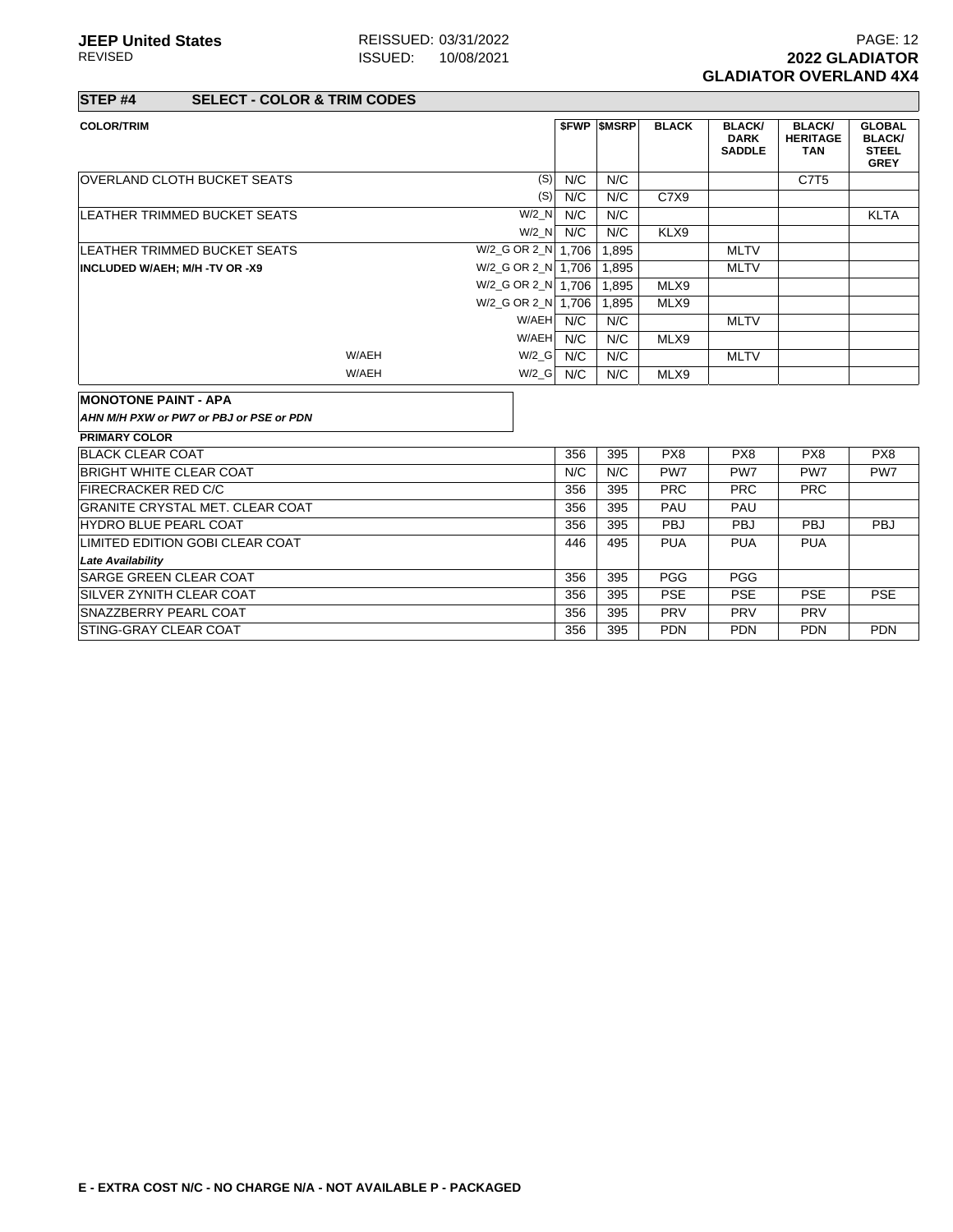## STEP #4 SELECT - COLOR & TRIM CODES

| COLOR/TRIM | | | $FWP | $MSRP | BLACK | BLACK/ DARK SADDLE | BLACK/ HERITAGE TAN | GLOBAL BLACK/ STEEL GREY |
|---|---|---|---|---|---|---|---|---|
| OVERLAND CLOTH BUCKET SEATS | | (S) | N/C | N/C | | | C7T5 | |
| | | (S) | N/C | N/C | C7X9 | | | |
| LEATHER TRIMMED BUCKET SEATS | | W/2_N | N/C | N/C | | | | KLTA |
| | | W/2_N | N/C | N/C | KLX9 | | | |
| LEATHER TRIMMED BUCKET SEATS | | W/2_G OR 2_N | 1,706 | 1,895 | | MLTV | | |
| **INCLUDED W/AEH; M/H -TV OR -X9** | | W/2_G OR 2_N | 1,706 | 1,895 | | MLTV | | |
| | | W/2_G OR 2_N | 1,706 | 1,895 | MLX9 | | | |
| | | W/2_G OR 2_N | 1,706 | 1,895 | MLX9 | | | |
| | | W/AEH | N/C | N/C | | MLTV | | |
| | | W/AEH | N/C | N/C | MLX9 | | | |
| | W/AEH | W/2_G | N/C | N/C | | MLTV | | |
| | W/AEH | W/2_G | N/C | N/C | MLX9 | | | |

**MONOTONE PAINT - APA**

***AHN M/H PXW or PW7 or PBJ or PSE or PDN***

| PRIMARY COLOR | $FWP | $MSRP | BLACK | BLACK/ DARK SADDLE | BLACK/ HERITAGE TAN | GLOBAL BLACK/ STEEL GREY |
|---|---|---|---|---|---|---|
| BLACK CLEAR COAT | 356 | 395 | PX8 | PX8 | PX8 | PX8 |
| BRIGHT WHITE CLEAR COAT | N/C | N/C | PW7 | PW7 | PW7 | PW7 |
| FIRECRACKER RED C/C | 356 | 395 | PRC | PRC | PRC | |
| GRANITE CRYSTAL MET. CLEAR COAT | 356 | 395 | PAU | PAU | | |
| HYDRO BLUE PEARL COAT | 356 | 395 | PBJ | PBJ | PBJ | PBJ |
| LIMITED EDITION GOBI CLEAR COAT | 446 | 495 | PUA | PUA | PUA | |
| ***Late Availability*** | | | | | | |
| SARGE GREEN CLEAR COAT | 356 | 395 | PGG | PGG | | |
| SILVER ZYNITH CLEAR COAT | 356 | 395 | PSE | PSE | PSE | PSE |
| SNAZZBERRY PEARL COAT | 356 | 395 | PRV | PRV | PRV | |
| STING-GRAY CLEAR COAT | 356 | 395 | PDN | PDN | PDN | PDN |

**E - EXTRA COST N/C - NO CHARGE N/A - NOT AVAILABLE P - PACKAGED**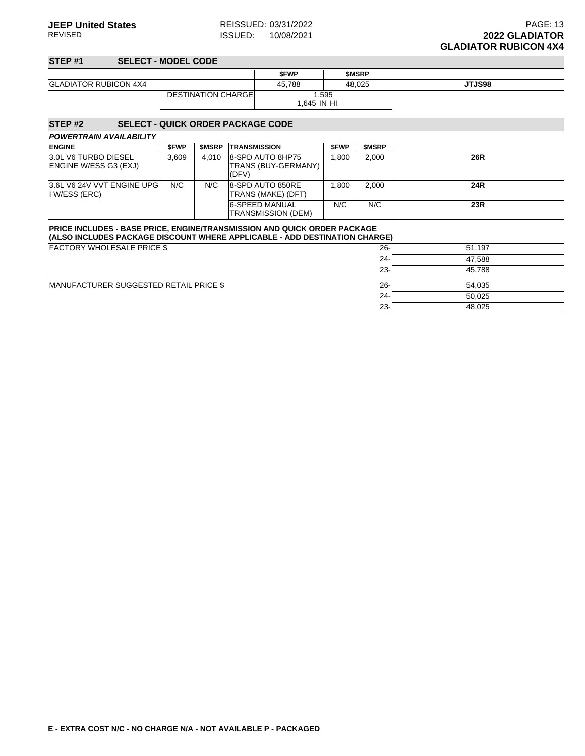**JEEP United States**
REVISED

REISSUED: 03/31/2022
ISSUED: 10/08/2021

**2022 GLADIATOR**
**GLADIATOR RUBICON 4X4**

## STEP #1 SELECT - MODEL CODE

| | | $FWP | $MSRP | |
|---|---|---|---|---|
| GLADIATOR RUBICON 4X4 | | 45,788 | 48,025 | **JTJS98** |
| | DESTINATION CHARGE | 1,595<br>1,645 IN HI | | |

## STEP #2 SELECT - QUICK ORDER PACKAGE CODE

***POWERTRAIN AVAILABILITY***

| ENGINE | $FWP | $MSRP | TRANSMISSION | $FWP | $MSRP | |
|---|---|---|---|---|---|---|
| 3.0L V6 TURBO DIESEL ENGINE W/ESS G3 (EXJ) | 3,609 | 4,010 | 8-SPD AUTO 8HP75 TRANS (BUY-GERMANY) (DFV) | 1,800 | 2,000 | **26R** |
| 3.6L V6 24V VVT ENGINE UPG I W/ESS (ERC) | N/C | N/C | 8-SPD AUTO 850RE TRANS (MAKE) (DFT) | 1,800 | 2,000 | **24R** |
| | | | 6-SPEED MANUAL TRANSMISSION (DEM) | N/C | N/C | **23R** |

**PRICE INCLUDES - BASE PRICE, ENGINE/TRANSMISSION AND QUICK ORDER PACKAGE**
**(ALSO INCLUDES PACKAGE DISCOUNT WHERE APPLICABLE - ADD DESTINATION CHARGE)**

| | | |
|---|---|---|
| FACTORY WHOLESALE PRICE $ | 26- | 51,197 |
| | 24- | 47,588 |
| | 23- | 45,788 |
| MANUFACTURER SUGGESTED RETAIL PRICE $ | 26- | 54,035 |
| | 24- | 50,025 |
| | 23- | 48,025 |

**E - EXTRA COST N/C - NO CHARGE N/A - NOT AVAILABLE P - PACKAGED**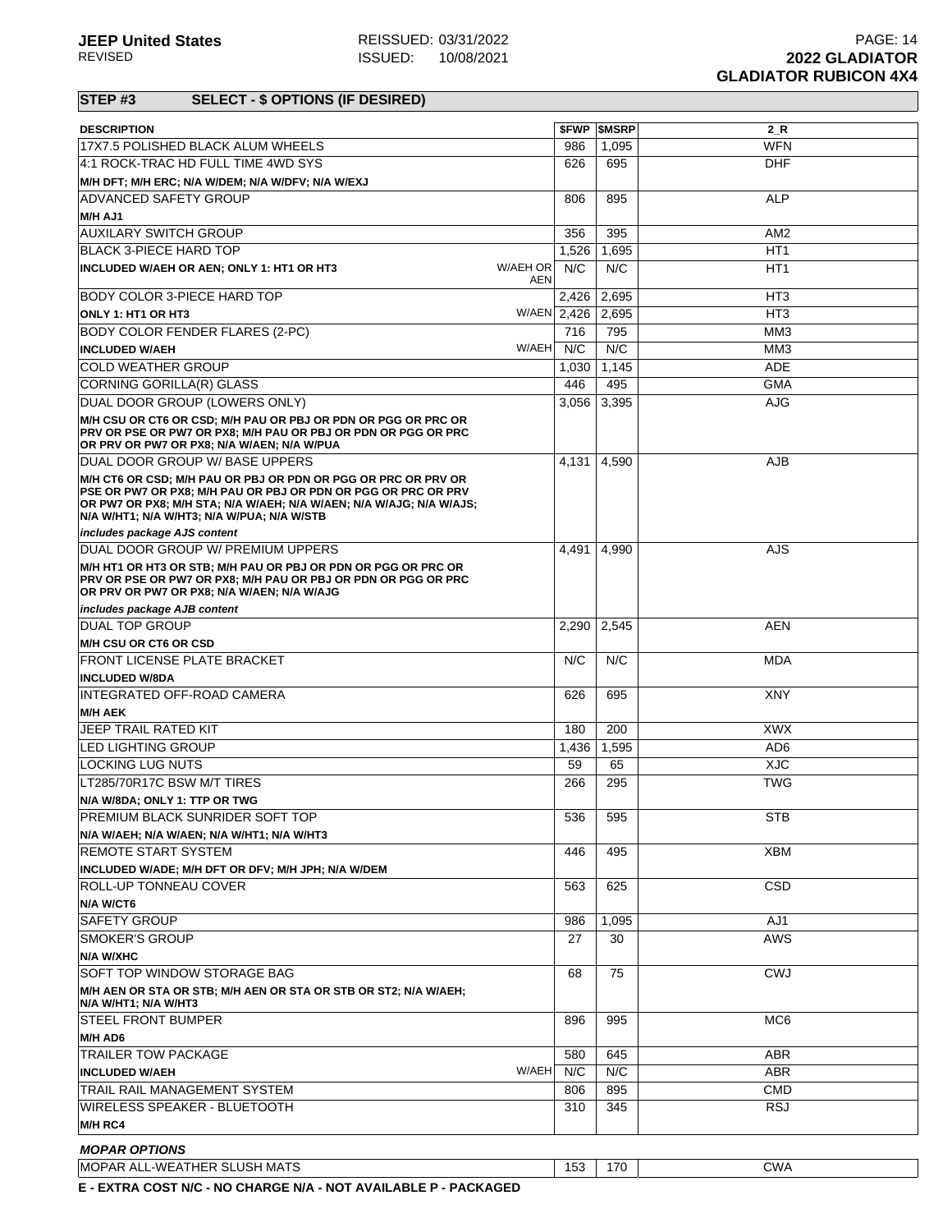## STEP #3 SELECT - $ OPTIONS (IF DESIRED)

| DESCRIPTION | | $FWP | $MSRP | 2_R |
|---|---|---|---|---|
| 17X7.5 POLISHED BLACK ALUM WHEELS | | 986 | 1,095 | WFN |
| 4:1 ROCK-TRAC HD FULL TIME 4WD SYS | | 626 | 695 | DHF |
| **M/H DFT; M/H ERC; N/A W/DEM; N/A W/DFV; N/A W/EXJ** | | | | |
| ADVANCED SAFETY GROUP | | 806 | 895 | ALP |
| **M/H AJ1** | | | | |
| AUXILARY SWITCH GROUP | | 356 | 395 | AM2 |
| BLACK 3-PIECE HARD TOP | | 1,526 | 1,695 | HT1 |
| **INCLUDED W/AEH OR AEN; ONLY 1: HT1 OR HT3** | W/AEH OR AEN | N/C | N/C | HT1 |
| BODY COLOR 3-PIECE HARD TOP | | 2,426 | 2,695 | HT3 |
| **ONLY 1: HT1 OR HT3** | W/AEN | 2,426 | 2,695 | HT3 |
| BODY COLOR FENDER FLARES (2-PC) | | 716 | 795 | MM3 |
| **INCLUDED W/AEH** | W/AEH | N/C | N/C | MM3 |
| COLD WEATHER GROUP | | 1,030 | 1,145 | ADE |
| CORNING GORILLA(R) GLASS | | 446 | 495 | GMA |
| DUAL DOOR GROUP (LOWERS ONLY) | | 3,056 | 3,395 | AJG |
| **M/H CSU OR CT6 OR CSD; M/H PAU OR PBJ OR PDN OR PGG OR PRC OR PRV OR PSE OR PW7 OR PX8; M/H PAU OR PBJ OR PDN OR PGG OR PRC OR PRV OR PW7 OR PX8; N/A W/AEN; N/A W/PUA** | | | | |
| DUAL DOOR GROUP W/ BASE UPPERS | | 4,131 | 4,590 | AJB |
| **M/H CT6 OR CSD; M/H PAU OR PBJ OR PDN OR PGG OR PRC OR PRV OR PSE OR PW7 OR PX8; M/H PAU OR PBJ OR PDN OR PGG OR PRC OR PRV OR PW7 OR PX8; M/H STA; N/A W/AEH; N/A W/AEN; N/A W/AJG; N/A W/AJS; N/A W/HT1; N/A W/HT3; N/A W/PUA; N/A W/STB** | | | | |
| *includes package AJS content* | | | | |
| DUAL DOOR GROUP W/ PREMIUM UPPERS | | 4,491 | 4,990 | AJS |
| **M/H HT1 OR HT3 OR STB; M/H PAU OR PBJ OR PDN OR PGG OR PRC OR PRV OR PSE OR PW7 OR PX8; M/H PAU OR PBJ OR PDN OR PGG OR PRC OR PRV OR PW7 OR PX8; N/A W/AEN; N/A W/AJG** | | | | |
| *includes package AJB content* | | | | |
| DUAL TOP GROUP | | 2,290 | 2,545 | AEN |
| **M/H CSU OR CT6 OR CSD** | | | | |
| FRONT LICENSE PLATE BRACKET | | N/C | N/C | MDA |
| **INCLUDED W/8DA** | | | | |
| INTEGRATED OFF-ROAD CAMERA | | 626 | 695 | XNY |
| **M/H AEK** | | | | |
| JEEP TRAIL RATED KIT | | 180 | 200 | XWX |
| LED LIGHTING GROUP | | 1,436 | 1,595 | AD6 |
| LOCKING LUG NUTS | | 59 | 65 | XJC |
| LT285/70R17C BSW M/T TIRES | | 266 | 295 | TWG |
| **N/A W/8DA; ONLY 1: TTP OR TWG** | | | | |
| PREMIUM BLACK SUNRIDER SOFT TOP | | 536 | 595 | STB |
| **N/A W/AEH; N/A W/AEN; N/A W/HT1; N/A W/HT3** | | | | |
| REMOTE START SYSTEM | | 446 | 495 | XBM |
| **INCLUDED W/ADE; M/H DFT OR DFV; M/H JPH; N/A W/DEM** | | | | |
| ROLL-UP TONNEAU COVER | | 563 | 625 | CSD |
| **N/A W/CT6** | | | | |
| SAFETY GROUP | | 986 | 1,095 | AJ1 |
| SMOKER'S GROUP | | 27 | 30 | AWS |
| **N/A W/XHC** | | | | |
| SOFT TOP WINDOW STORAGE BAG | | 68 | 75 | CWJ |
| **M/H AEN OR STA OR STB; M/H AEN OR STA OR STB OR ST2; N/A W/AEH; N/A W/HT1; N/A W/HT3** | | | | |
| STEEL FRONT BUMPER | | 896 | 995 | MC6 |
| **M/H AD6** | | | | |
| TRAILER TOW PACKAGE | | 580 | 645 | ABR |
| **INCLUDED W/AEH** | W/AEH | N/C | N/C | ABR |
| TRAIL RAIL MANAGEMENT SYSTEM | | 806 | 895 | CMD |
| WIRELESS SPEAKER - BLUETOOTH | | 310 | 345 | RSJ |
| **M/H RC4** | | | | |

***MOPAR OPTIONS***

| DESCRIPTION | $FWP | $MSRP | 2_R |
|---|---|---|---|
| MOPAR ALL-WEATHER SLUSH MATS | 153 | 170 | CWA |

**E - EXTRA COST N/C - NO CHARGE N/A - NOT AVAILABLE P - PACKAGED**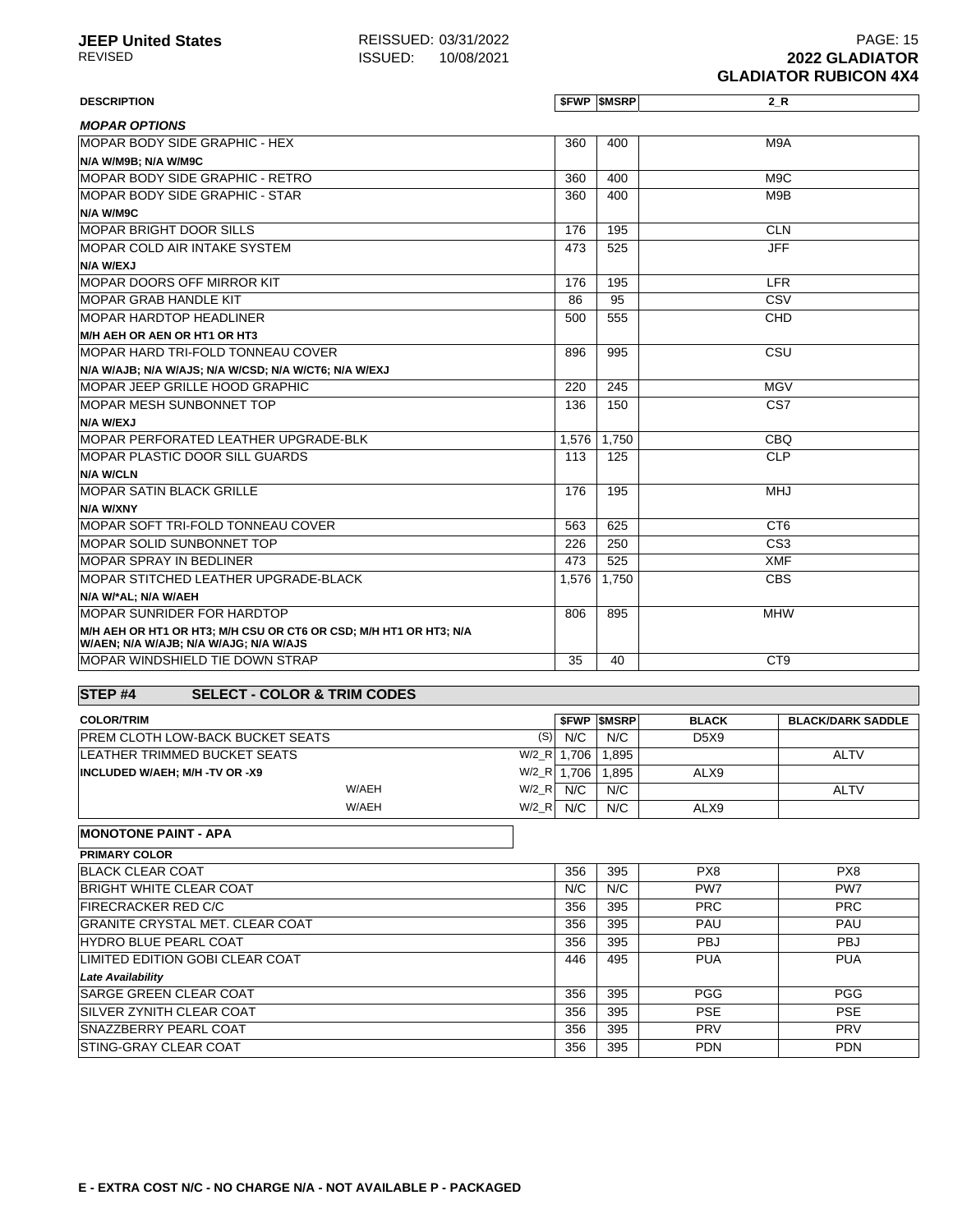**JEEP United States** REISSUED: 03/31/2022
REVISED ISSUED: 10/08/2021

**2022 GLADIATOR**
**GLADIATOR RUBICON 4X4**

| DESCRIPTION | $FWP | $MSRP | 2_R |
|---|---|---|---|
| ***MOPAR OPTIONS*** | | | |
| MOPAR BODY SIDE GRAPHIC - HEX | 360 | 400 | M9A |
| **N/A W/M9B; N/A W/M9C** | | | |
| MOPAR BODY SIDE GRAPHIC - RETRO | 360 | 400 | M9C |
| MOPAR BODY SIDE GRAPHIC - STAR | 360 | 400 | M9B |
| **N/A W/M9C** | | | |
| MOPAR BRIGHT DOOR SILLS | 176 | 195 | CLN |
| MOPAR COLD AIR INTAKE SYSTEM | 473 | 525 | JFF |
| **N/A W/EXJ** | | | |
| MOPAR DOORS OFF MIRROR KIT | 176 | 195 | LFR |
| MOPAR GRAB HANDLE KIT | 86 | 95 | CSV |
| MOPAR HARDTOP HEADLINER | 500 | 555 | CHD |
| **M/H AEH OR AEN OR HT1 OR HT3** | | | |
| MOPAR HARD TRI-FOLD TONNEAU COVER | 896 | 995 | CSU |
| **N/A W/AJB; N/A W/AJS; N/A W/CSD; N/A W/CT6; N/A W/EXJ** | | | |
| MOPAR JEEP GRILLE HOOD GRAPHIC | 220 | 245 | MGV |
| MOPAR MESH SUNBONNET TOP | 136 | 150 | CS7 |
| **N/A W/EXJ** | | | |
| MOPAR PERFORATED LEATHER UPGRADE-BLK | 1,576 | 1,750 | CBQ |
| MOPAR PLASTIC DOOR SILL GUARDS | 113 | 125 | CLP |
| **N/A W/CLN** | | | |
| MOPAR SATIN BLACK GRILLE | 176 | 195 | MHJ |
| **N/A W/XNY** | | | |
| MOPAR SOFT TRI-FOLD TONNEAU COVER | 563 | 625 | CT6 |
| MOPAR SOLID SUNBONNET TOP | 226 | 250 | CS3 |
| MOPAR SPRAY IN BEDLINER | 473 | 525 | XMF |
| MOPAR STITCHED LEATHER UPGRADE-BLACK | 1,576 | 1,750 | CBS |
| **N/A W/*AL; N/A W/AEH** | | | |
| MOPAR SUNRIDER FOR HARDTOP | 806 | 895 | MHW |
| **M/H AEH OR HT1 OR HT3; M/H CSU OR CT6 OR CSD; M/H HT1 OR HT3; N/A W/AEN; N/A W/AJB; N/A W/AJG; N/A W/AJS** | | | |
| MOPAR WINDSHIELD TIE DOWN STRAP | 35 | 40 | CT9 |

## STEP #4 SELECT - COLOR & TRIM CODES

| COLOR/TRIM | | | $FWP | $MSRP | BLACK | BLACK/DARK SADDLE |
|---|---|---|---|---|---|---|
| PREM CLOTH LOW-BACK BUCKET SEATS | | (S) | N/C | N/C | D5X9 | |
| LEATHER TRIMMED BUCKET SEATS | | W/2_R | 1,706 | 1,895 | | ALTV |
| **INCLUDED W/AEH; M/H -TV OR -X9** | | W/2_R | 1,706 | 1,895 | ALX9 | |
| | W/AEH | W/2_R | N/C | N/C | | ALTV |
| | W/AEH | W/2_R | N/C | N/C | ALX9 | |

**MONOTONE PAINT - APA**

| PRIMARY COLOR | $FWP | $MSRP | BLACK | BLACK/DARK SADDLE |
|---|---|---|---|---|
| BLACK CLEAR COAT | 356 | 395 | PX8 | PX8 |
| BRIGHT WHITE CLEAR COAT | N/C | N/C | PW7 | PW7 |
| FIRECRACKER RED C/C | 356 | 395 | PRC | PRC |
| GRANITE CRYSTAL MET. CLEAR COAT | 356 | 395 | PAU | PAU |
| HYDRO BLUE PEARL COAT | 356 | 395 | PBJ | PBJ |
| LIMITED EDITION GOBI CLEAR COAT | 446 | 495 | PUA | PUA |
| ***Late Availability*** | | | | |
| SARGE GREEN CLEAR COAT | 356 | 395 | PGG | PGG |
| SILVER ZYNITH CLEAR COAT | 356 | 395 | PSE | PSE |
| SNAZZBERRY PEARL COAT | 356 | 395 | PRV | PRV |
| STING-GRAY CLEAR COAT | 356 | 395 | PDN | PDN |

**E - EXTRA COST N/C - NO CHARGE N/A - NOT AVAILABLE P - PACKAGED**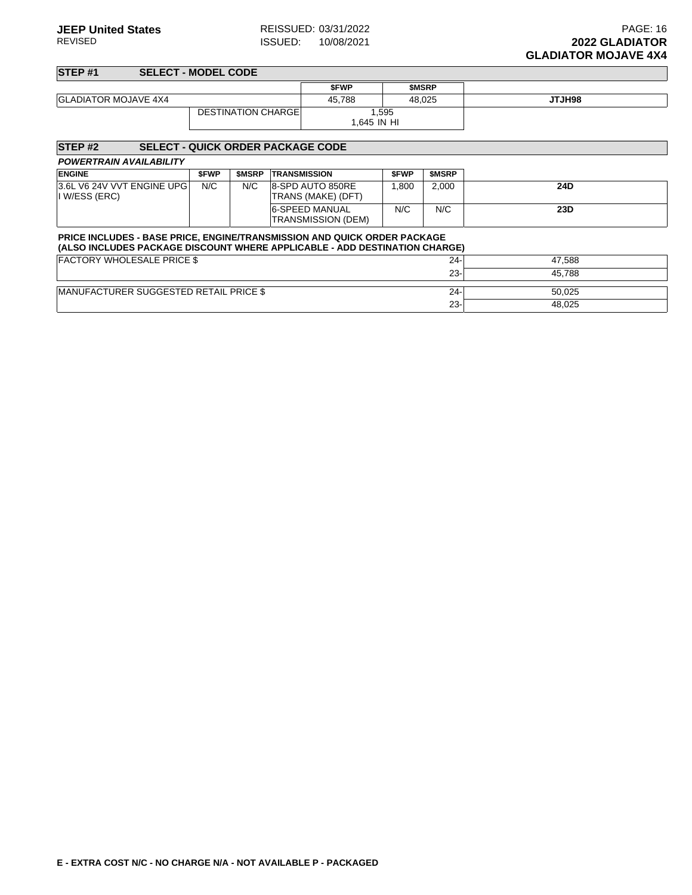## STEP #1 SELECT - MODEL CODE

| | | $FWP | $MSRP | |
|---|---|---|---|---|
| GLADIATOR MOJAVE 4X4 | | 45,788 | 48,025 | **JTJH98** |
| | DESTINATION CHARGE | 1,595<br>1,645 IN HI | | |

## STEP #2 SELECT - QUICK ORDER PACKAGE CODE

***POWERTRAIN AVAILABILITY***

| ENGINE | $FWP | $MSRP | TRANSMISSION | $FWP | $MSRP | |
|---|---|---|---|---|---|---|
| 3.6L V6 24V VVT ENGINE UPG I W/ESS (ERC) | N/C | N/C | 8-SPD AUTO 850RE TRANS (MAKE) (DFT) | 1,800 | 2,000 | **24D** |
| | | | 6-SPEED MANUAL TRANSMISSION (DEM) | N/C | N/C | **23D** |

**PRICE INCLUDES - BASE PRICE, ENGINE/TRANSMISSION AND QUICK ORDER PACKAGE**
**(ALSO INCLUDES PACKAGE DISCOUNT WHERE APPLICABLE - ADD DESTINATION CHARGE)**

| | | |
|---|---|---|
| FACTORY WHOLESALE PRICE $ | 24- | 47,588 |
| | 23- | 45,788 |
| MANUFACTURER SUGGESTED RETAIL PRICE $ | 24- | 50,025 |
| | 23- | 48,025 |

**E - EXTRA COST N/C - NO CHARGE N/A - NOT AVAILABLE P - PACKAGED**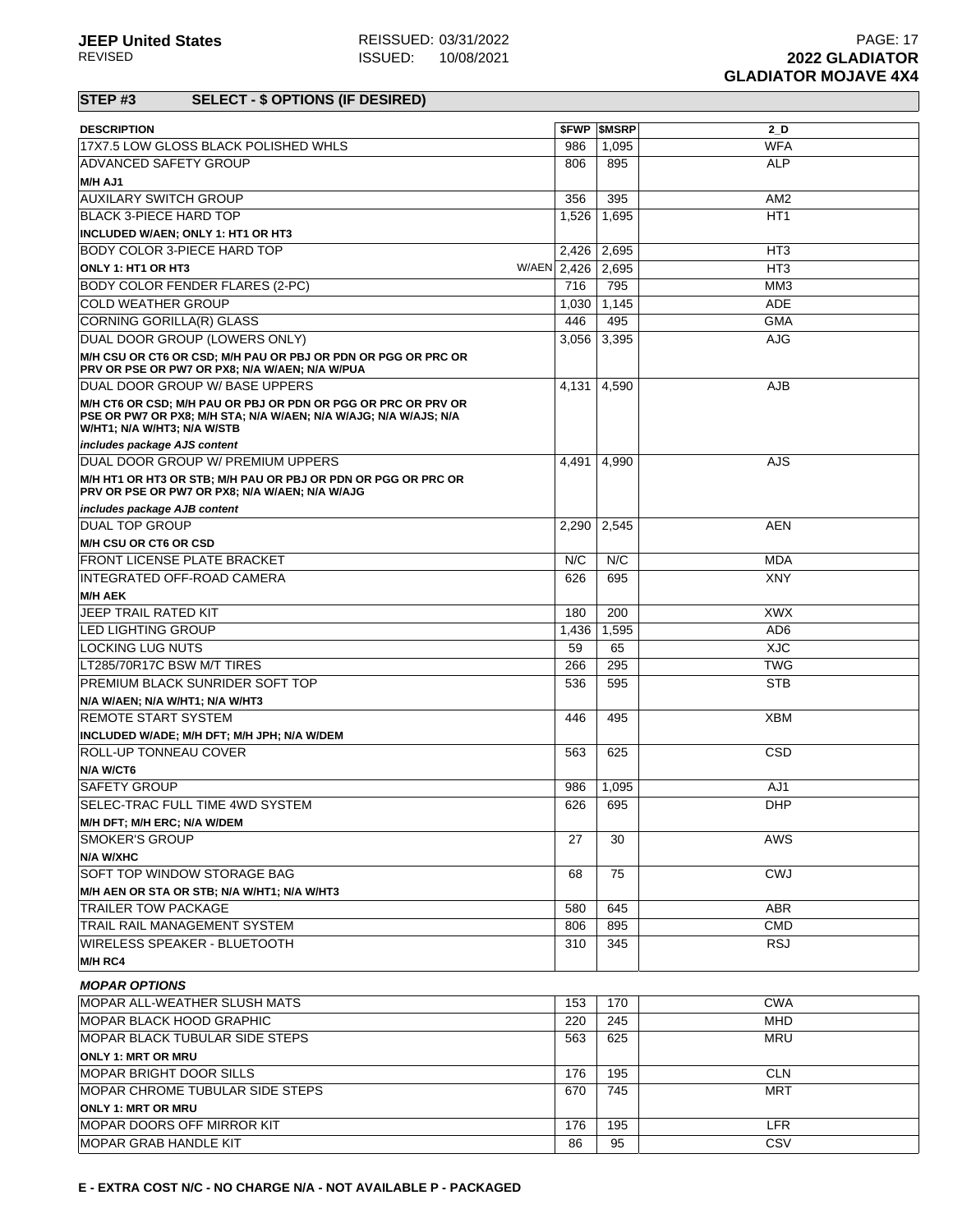## STEP #3 SELECT - $ OPTIONS (IF DESIRED)

| DESCRIPTION | $FWP | $MSRP | 2_D |
|---|---|---|---|
| 17X7.5 LOW GLOSS BLACK POLISHED WHLS | 986 | 1,095 | WFA |
| ADVANCED SAFETY GROUP | 806 | 895 | ALP |
| **M/H AJ1** | | | |
| AUXILARY SWITCH GROUP | 356 | 395 | AM2 |
| BLACK 3-PIECE HARD TOP | 1,526 | 1,695 | HT1 |
| **INCLUDED W/AEN; ONLY 1: HT1 OR HT3** | | | |
| BODY COLOR 3-PIECE HARD TOP | 2,426 | 2,695 | HT3 |
| **ONLY 1: HT1 OR HT3** W/AEN | 2,426 | 2,695 | HT3 |
| BODY COLOR FENDER FLARES (2-PC) | 716 | 795 | MM3 |
| COLD WEATHER GROUP | 1,030 | 1,145 | ADE |
| CORNING GORILLA(R) GLASS | 446 | 495 | GMA |
| DUAL DOOR GROUP (LOWERS ONLY) | 3,056 | 3,395 | AJG |
| **M/H CSU OR CT6 OR CSD; M/H PAU OR PBJ OR PDN OR PGG OR PRC OR PRV OR PSE OR PW7 OR PX8; N/A W/AEN; N/A W/PUA** | | | |
| DUAL DOOR GROUP W/ BASE UPPERS | 4,131 | 4,590 | AJB |
| **M/H CT6 OR CSD; M/H PAU OR PBJ OR PDN OR PGG OR PRC OR PRV OR PSE OR PW7 OR PX8; M/H STA; N/A W/AEN; N/A W/AJG; N/A W/AJS; N/A W/HT1; N/A W/HT3; N/A W/STB** | | | |
| ***includes package AJS content*** | | | |
| DUAL DOOR GROUP W/ PREMIUM UPPERS | 4,491 | 4,990 | AJS |
| **M/H HT1 OR HT3 OR STB; M/H PAU OR PBJ OR PDN OR PGG OR PRC OR PRV OR PSE OR PW7 OR PX8; N/A W/AEN; N/A W/AJG** | | | |
| ***includes package AJB content*** | | | |
| DUAL TOP GROUP | 2,290 | 2,545 | AEN |
| **M/H CSU OR CT6 OR CSD** | | | |
| FRONT LICENSE PLATE BRACKET | N/C | N/C | MDA |
| INTEGRATED OFF-ROAD CAMERA | 626 | 695 | XNY |
| **M/H AEK** | | | |
| JEEP TRAIL RATED KIT | 180 | 200 | XWX |
| LED LIGHTING GROUP | 1,436 | 1,595 | AD6 |
| LOCKING LUG NUTS | 59 | 65 | XJC |
| LT285/70R17C BSW M/T TIRES | 266 | 295 | TWG |
| PREMIUM BLACK SUNRIDER SOFT TOP | 536 | 595 | STB |
| **N/A W/AEN; N/A W/HT1; N/A W/HT3** | | | |
| REMOTE START SYSTEM | 446 | 495 | XBM |
| **INCLUDED W/ADE; M/H DFT; M/H JPH; N/A W/DEM** | | | |
| ROLL-UP TONNEAU COVER | 563 | 625 | CSD |
| **N/A W/CT6** | | | |
| SAFETY GROUP | 986 | 1,095 | AJ1 |
| SELEC-TRAC FULL TIME 4WD SYSTEM | 626 | 695 | DHP |
| **M/H DFT; M/H ERC; N/A W/DEM** | | | |
| SMOKER'S GROUP | 27 | 30 | AWS |
| **N/A W/XHC** | | | |
| SOFT TOP WINDOW STORAGE BAG | 68 | 75 | CWJ |
| **M/H AEN OR STA OR STB; N/A W/HT1; N/A W/HT3** | | | |
| TRAILER TOW PACKAGE | 580 | 645 | ABR |
| TRAIL RAIL MANAGEMENT SYSTEM | 806 | 895 | CMD |
| WIRELESS SPEAKER - BLUETOOTH | 310 | 345 | RSJ |
| **M/H RC4** | | | |

***MOPAR OPTIONS***

| DESCRIPTION | $FWP | $MSRP | 2_D |
|---|---|---|---|
| MOPAR ALL-WEATHER SLUSH MATS | 153 | 170 | CWA |
| MOPAR BLACK HOOD GRAPHIC | 220 | 245 | MHD |
| MOPAR BLACK TUBULAR SIDE STEPS | 563 | 625 | MRU |
| **ONLY 1: MRT OR MRU** | | | |
| MOPAR BRIGHT DOOR SILLS | 176 | 195 | CLN |
| MOPAR CHROME TUBULAR SIDE STEPS | 670 | 745 | MRT |
| **ONLY 1: MRT OR MRU** | | | |
| MOPAR DOORS OFF MIRROR KIT | 176 | 195 | LFR |
| MOPAR GRAB HANDLE KIT | 86 | 95 | CSV |

**E - EXTRA COST N/C - NO CHARGE N/A - NOT AVAILABLE P - PACKAGED**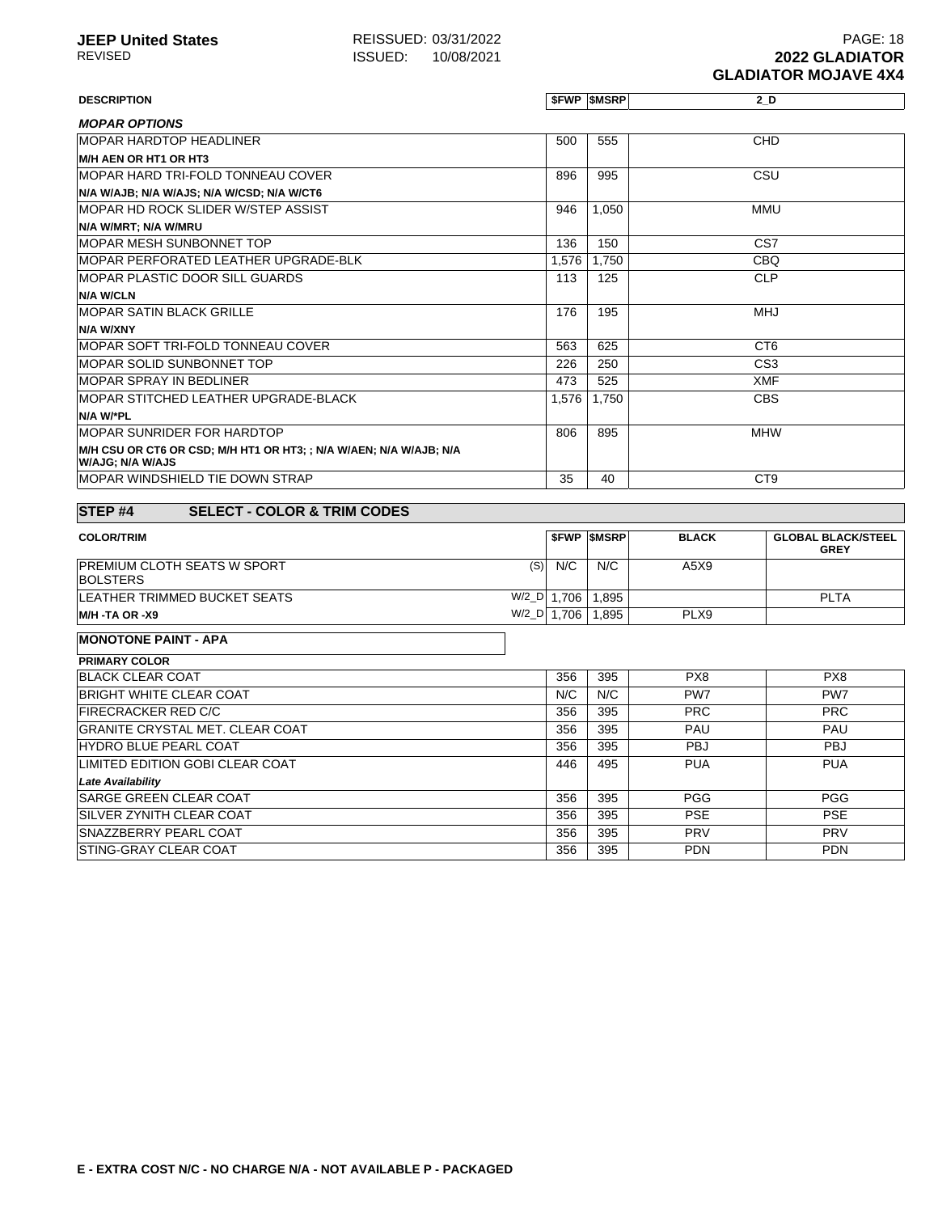| DESCRIPTION | $FWP | $MSRP | 2_D |
|---|---|---|---|
| ***MOPAR OPTIONS*** | | | |
| MOPAR HARDTOP HEADLINER | 500 | 555 | CHD |
| **M/H AEN OR HT1 OR HT3** | | | |
| MOPAR HARD TRI-FOLD TONNEAU COVER | 896 | 995 | CSU |
| **N/A W/AJB; N/A W/AJS; N/A W/CSD; N/A W/CT6** | | | |
| MOPAR HD ROCK SLIDER W/STEP ASSIST | 946 | 1,050 | MMU |
| **N/A W/MRT; N/A W/MRU** | | | |
| MOPAR MESH SUNBONNET TOP | 136 | 150 | CS7 |
| MOPAR PERFORATED LEATHER UPGRADE-BLK | 1,576 | 1,750 | CBQ |
| MOPAR PLASTIC DOOR SILL GUARDS | 113 | 125 | CLP |
| **N/A W/CLN** | | | |
| MOPAR SATIN BLACK GRILLE | 176 | 195 | MHJ |
| **N/A W/XNY** | | | |
| MOPAR SOFT TRI-FOLD TONNEAU COVER | 563 | 625 | CT6 |
| MOPAR SOLID SUNBONNET TOP | 226 | 250 | CS3 |
| MOPAR SPRAY IN BEDLINER | 473 | 525 | XMF |
| MOPAR STITCHED LEATHER UPGRADE-BLACK | 1,576 | 1,750 | CBS |
| **N/A W/*PL** | | | |
| MOPAR SUNRIDER FOR HARDTOP | 806 | 895 | MHW |
| **M/H CSU OR CT6 OR CSD; M/H HT1 OR HT3; ; N/A W/AEN; N/A W/AJB; N/A W/AJG; N/A W/AJS** | | | |
| MOPAR WINDSHIELD TIE DOWN STRAP | 35 | 40 | CT9 |

## STEP #4 SELECT - COLOR & TRIM CODES

| COLOR/TRIM | | $FWP | $MSRP | BLACK | GLOBAL BLACK/STEEL GREY |
|---|---|---|---|---|---|
| PREMIUM CLOTH SEATS W SPORT BOLSTERS | (S) | N/C | N/C | A5X9 | |
| LEATHER TRIMMED BUCKET SEATS | W/2_D | 1,706 | 1,895 | | PLTA |
| **M/H -TA OR -X9** | W/2_D | 1,706 | 1,895 | PLX9 | |

**MONOTONE PAINT - APA**

| PRIMARY COLOR | $FWP | $MSRP | BLACK | GLOBAL BLACK/STEEL GREY |
|---|---|---|---|---|
| BLACK CLEAR COAT | 356 | 395 | PX8 | PX8 |
| BRIGHT WHITE CLEAR COAT | N/C | N/C | PW7 | PW7 |
| FIRECRACKER RED C/C | 356 | 395 | PRC | PRC |
| GRANITE CRYSTAL MET. CLEAR COAT | 356 | 395 | PAU | PAU |
| HYDRO BLUE PEARL COAT | 356 | 395 | PBJ | PBJ |
| LIMITED EDITION GOBI CLEAR COAT | 446 | 495 | PUA | PUA |
| ***Late Availability*** | | | | |
| SARGE GREEN CLEAR COAT | 356 | 395 | PGG | PGG |
| SILVER ZYNITH CLEAR COAT | 356 | 395 | PSE | PSE |
| SNAZZBERRY PEARL COAT | 356 | 395 | PRV | PRV |
| STING-GRAY CLEAR COAT | 356 | 395 | PDN | PDN |

**E - EXTRA COST N/C - NO CHARGE N/A - NOT AVAILABLE P - PACKAGED**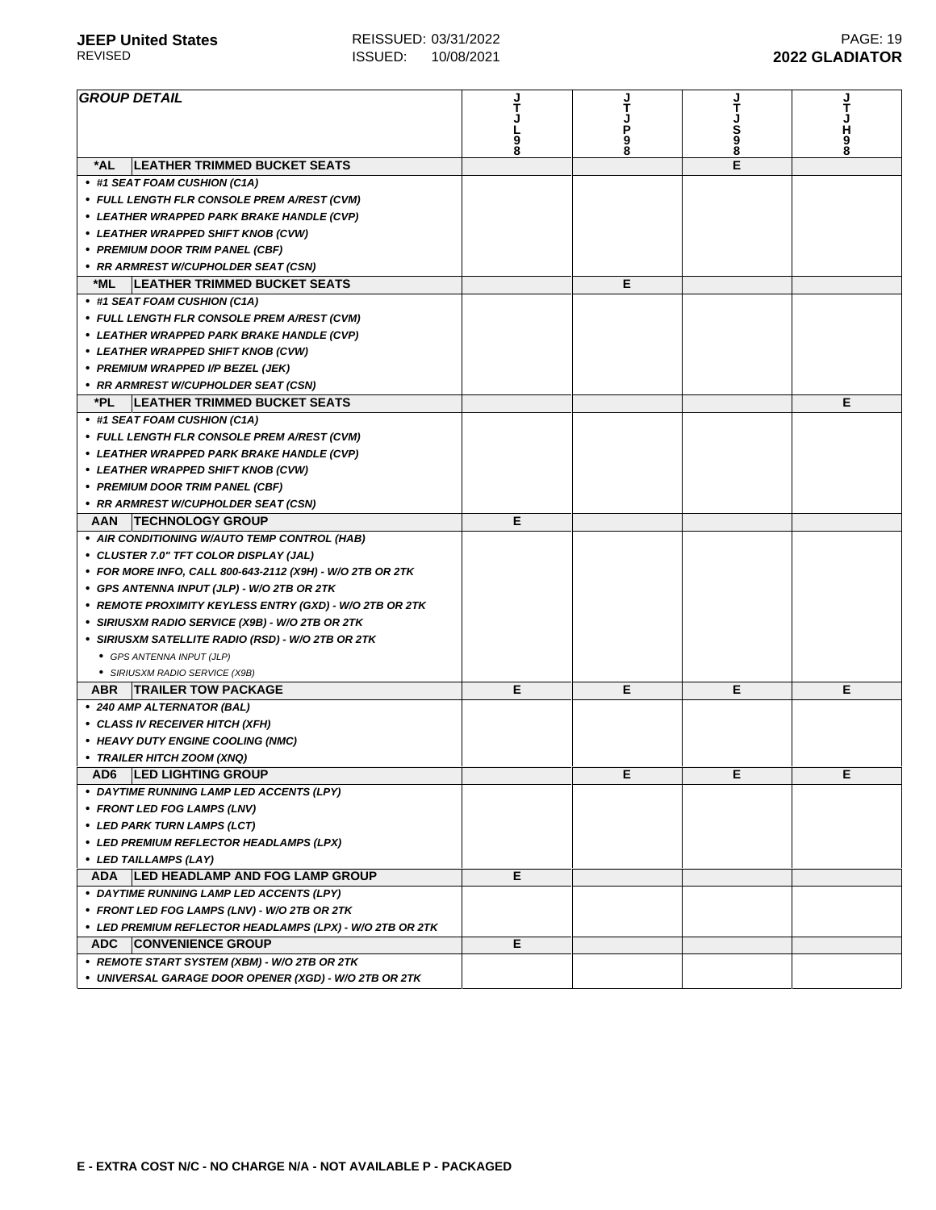| GROUP DETAIL | JTJL98 | JTJP98 | JTJS98 | JTJH98 |
|---|---|---|---|---|
| ***AL LEATHER TRIMMED BUCKET SEATS** | | | E | |
| • #1 SEAT FOAM CUSHION (C1A) | | | | |
| • FULL LENGTH FLR CONSOLE PREM A/REST (CVM) | | | | |
| • LEATHER WRAPPED PARK BRAKE HANDLE (CVP) | | | | |
| • LEATHER WRAPPED SHIFT KNOB (CVW) | | | | |
| • PREMIUM DOOR TRIM PANEL (CBF) | | | | |
| • RR ARMREST W/CUPHOLDER SEAT (CSN) | | | | |
| ***ML LEATHER TRIMMED BUCKET SEATS** | | E | | |
| • #1 SEAT FOAM CUSHION (C1A) | | | | |
| • FULL LENGTH FLR CONSOLE PREM A/REST (CVM) | | | | |
| • LEATHER WRAPPED PARK BRAKE HANDLE (CVP) | | | | |
| • LEATHER WRAPPED SHIFT KNOB (CVW) | | | | |
| • PREMIUM WRAPPED I/P BEZEL (JEK) | | | | |
| • RR ARMREST W/CUPHOLDER SEAT (CSN) | | | | |
| ***PL LEATHER TRIMMED BUCKET SEATS** | | | | E |
| • #1 SEAT FOAM CUSHION (C1A) | | | | |
| • FULL LENGTH FLR CONSOLE PREM A/REST (CVM) | | | | |
| • LEATHER WRAPPED PARK BRAKE HANDLE (CVP) | | | | |
| • LEATHER WRAPPED SHIFT KNOB (CVW) | | | | |
| • PREMIUM DOOR TRIM PANEL (CBF) | | | | |
| • RR ARMREST W/CUPHOLDER SEAT (CSN) | | | | |
| **AAN TECHNOLOGY GROUP** | E | | | |
| • AIR CONDITIONING W/AUTO TEMP CONTROL (HAB) | | | | |
| • CLUSTER 7.0" TFT COLOR DISPLAY (JAL) | | | | |
| • FOR MORE INFO, CALL 800-643-2112 (X9H) - W/O 2TB OR 2TK | | | | |
| • GPS ANTENNA INPUT (JLP) - W/O 2TB OR 2TK | | | | |
| • REMOTE PROXIMITY KEYLESS ENTRY (GXD) - W/O 2TB OR 2TK | | | | |
| • SIRIUSXM RADIO SERVICE (X9B) - W/O 2TB OR 2TK | | | | |
| • SIRIUSXM SATELLITE RADIO (RSD) - W/O 2TB OR 2TK | | | | |
| &nbsp;&nbsp;• GPS ANTENNA INPUT (JLP) | | | | |
| &nbsp;&nbsp;• SIRIUSXM RADIO SERVICE (X9B) | | | | |
| **ABR TRAILER TOW PACKAGE** | E | E | E | E |
| • 240 AMP ALTERNATOR (BAL) | | | | |
| • CLASS IV RECEIVER HITCH (XFH) | | | | |
| • HEAVY DUTY ENGINE COOLING (NMC) | | | | |
| • TRAILER HITCH ZOOM (XNQ) | | | | |
| **AD6 LED LIGHTING GROUP** | | E | E | E |
| • DAYTIME RUNNING LAMP LED ACCENTS (LPY) | | | | |
| • FRONT LED FOG LAMPS (LNV) | | | | |
| • LED PARK TURN LAMPS (LCT) | | | | |
| • LED PREMIUM REFLECTOR HEADLAMPS (LPX) | | | | |
| • LED TAILLAMPS (LAY) | | | | |
| **ADA LED HEADLAMP AND FOG LAMP GROUP** | E | | | |
| • DAYTIME RUNNING LAMP LED ACCENTS (LPY) | | | | |
| • FRONT LED FOG LAMPS (LNV) - W/O 2TB OR 2TK | | | | |
| • LED PREMIUM REFLECTOR HEADLAMPS (LPX) - W/O 2TB OR 2TK | | | | |
| **ADC CONVENIENCE GROUP** | E | | | |
| • REMOTE START SYSTEM (XBM) - W/O 2TB OR 2TK | | | | |
| • UNIVERSAL GARAGE DOOR OPENER (XGD) - W/O 2TB OR 2TK | | | | |

**E - EXTRA COST N/C - NO CHARGE N/A - NOT AVAILABLE P - PACKAGED**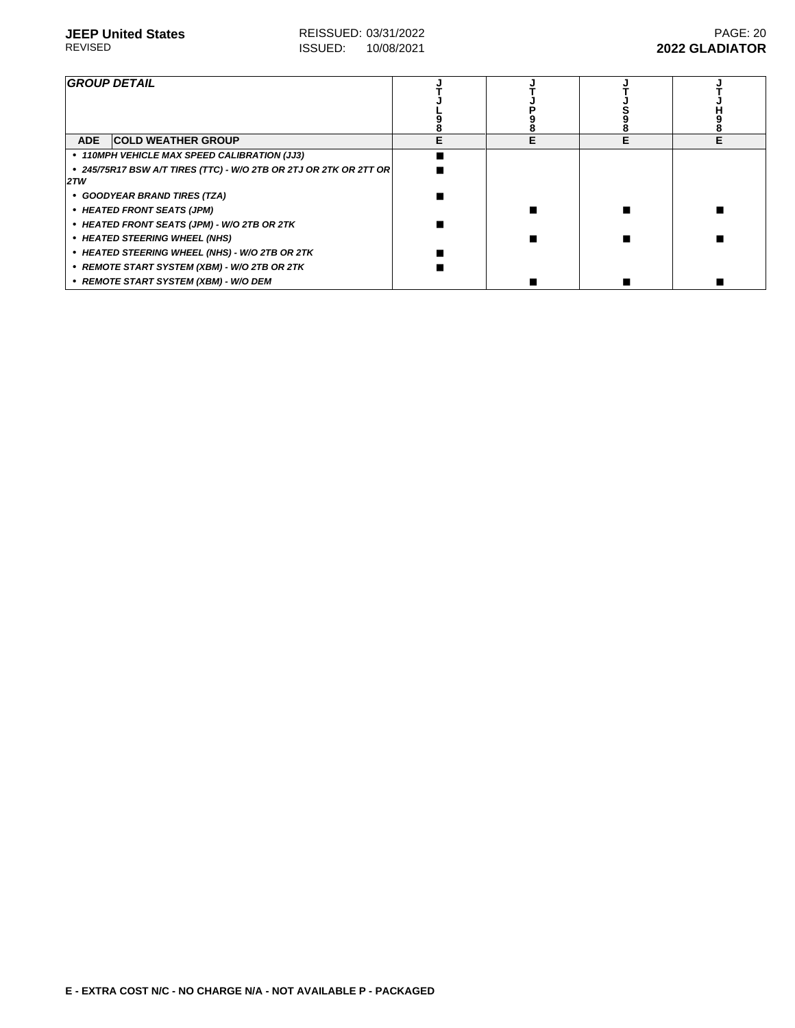| GROUP DETAIL | | JTJL98 | JTJP98 | JTJS98 | JTJH98 |
|---|---|---|---|---|---|
| **ADE** | **COLD WEATHER GROUP** | E | E | E | E |
| • *110MPH VEHICLE MAX SPEED CALIBRATION (JJ3)* | | ■ | | | |
| • *245/75R17 BSW A/T TIRES (TTC) - W/O 2TB OR 2TJ OR 2TK OR 2TT OR 2TW* | | ■ | | | |
| • *GOODYEAR BRAND TIRES (TZA)* | | ■ | | | |
| • *HEATED FRONT SEATS (JPM)* | | | ■ | ■ | ■ |
| • *HEATED FRONT SEATS (JPM) - W/O 2TB OR 2TK* | | ■ | | | |
| • *HEATED STEERING WHEEL (NHS)* | | | ■ | ■ | ■ |
| • *HEATED STEERING WHEEL (NHS) - W/O 2TB OR 2TK* | | ■ | | | |
| • *REMOTE START SYSTEM (XBM) - W/O 2TB OR 2TK* | | ■ | | | |
| • *REMOTE START SYSTEM (XBM) - W/O DEM* | | | ■ | ■ | ■ |

**E - EXTRA COST N/C - NO CHARGE N/A - NOT AVAILABLE P - PACKAGED**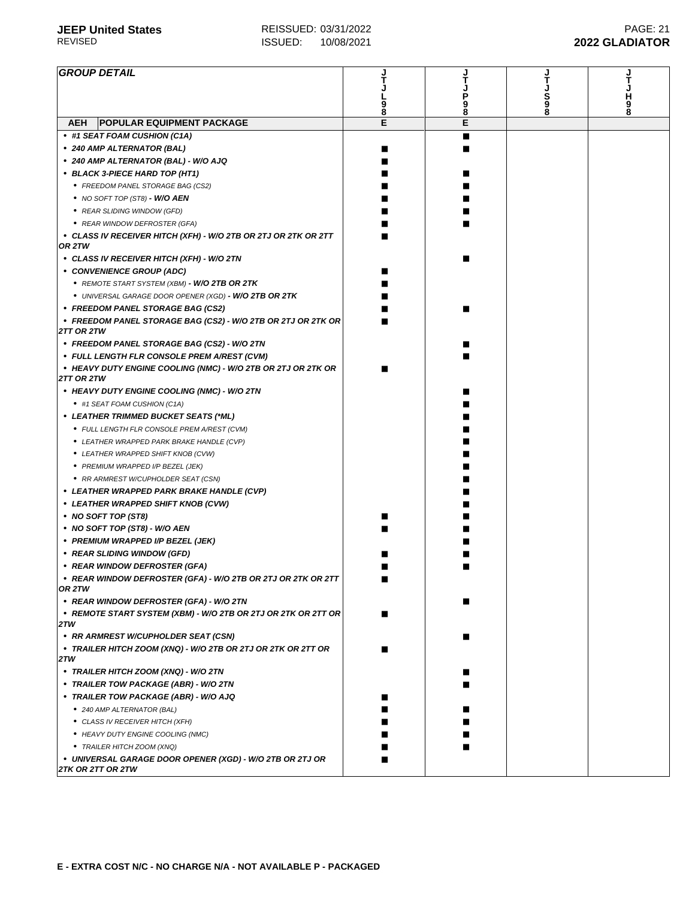JEEP United States
REVISED

REISSUED: 03/31/2022
ISSUED: 10/08/2021

2022 GLADIATOR

| GROUP DETAIL | JTJL98 | JTJP98 | JTJS98 | JTJH98 |
|---|---|---|---|---|
| **AEH POPULAR EQUIPMENT PACKAGE** | E | E | | |
| • #1 SEAT FOAM CUSHION (C1A) | | ■ | | |
| • 240 AMP ALTERNATOR (BAL) | ■ | ■ | | |
| • 240 AMP ALTERNATOR (BAL) - W/O AJQ | ■ | | | |
| • BLACK 3-PIECE HARD TOP (HT1) | ■ | ■ | | |
| • FREEDOM PANEL STORAGE BAG (CS2) | ■ | ■ | | |
| • NO SOFT TOP (ST8) - W/O AEN | ■ | ■ | | |
| • REAR SLIDING WINDOW (GFD) | ■ | ■ | | |
| • REAR WINDOW DEFROSTER (GFA) | ■ | ■ | | |
| • CLASS IV RECEIVER HITCH (XFH) - W/O 2TB OR 2TJ OR 2TK OR 2TT OR 2TW | ■ | | | |
| • CLASS IV RECEIVER HITCH (XFH) - W/O 2TN | | ■ | | |
| • CONVENIENCE GROUP (ADC) | ■ | | | |
| • REMOTE START SYSTEM (XBM) - W/O 2TB OR 2TK | ■ | | | |
| • UNIVERSAL GARAGE DOOR OPENER (XGD) - W/O 2TB OR 2TK | ■ | | | |
| • FREEDOM PANEL STORAGE BAG (CS2) | ■ | ■ | | |
| • FREEDOM PANEL STORAGE BAG (CS2) - W/O 2TB OR 2TJ OR 2TK OR 2TT OR 2TW | ■ | | | |
| • FREEDOM PANEL STORAGE BAG (CS2) - W/O 2TN | | ■ | | |
| • FULL LENGTH FLR CONSOLE PREM A/REST (CVM) | | ■ | | |
| • HEAVY DUTY ENGINE COOLING (NMC) - W/O 2TB OR 2TJ OR 2TK OR 2TT OR 2TW | ■ | | | |
| • HEAVY DUTY ENGINE COOLING (NMC) - W/O 2TN | | ■ | | |
| • #1 SEAT FOAM CUSHION (C1A) | | ■ | | |
| • LEATHER TRIMMED BUCKET SEATS (*ML) | | ■ | | |
| • FULL LENGTH FLR CONSOLE PREM A/REST (CVM) | | ■ | | |
| • LEATHER WRAPPED PARK BRAKE HANDLE (CVP) | | ■ | | |
| • LEATHER WRAPPED SHIFT KNOB (CVW) | | ■ | | |
| • PREMIUM WRAPPED I/P BEZEL (JEK) | | ■ | | |
| • RR ARMREST W/CUPHOLDER SEAT (CSN) | | ■ | | |
| • LEATHER WRAPPED PARK BRAKE HANDLE (CVP) | | ■ | | |
| • LEATHER WRAPPED SHIFT KNOB (CVW) | | ■ | | |
| • NO SOFT TOP (ST8) | ■ | ■ | | |
| • NO SOFT TOP (ST8) - W/O AEN | ■ | ■ | | |
| • PREMIUM WRAPPED I/P BEZEL (JEK) | | ■ | | |
| • REAR SLIDING WINDOW (GFD) | ■ | ■ | | |
| • REAR WINDOW DEFROSTER (GFA) | ■ | ■ | | |
| • REAR WINDOW DEFROSTER (GFA) - W/O 2TB OR 2TJ OR 2TK OR 2TT OR 2TW | ■ | | | |
| • REAR WINDOW DEFROSTER (GFA) - W/O 2TN | | ■ | | |
| • REMOTE START SYSTEM (XBM) - W/O 2TB OR 2TJ OR 2TK OR 2TT OR 2TW | ■ | | | |
| • RR ARMREST W/CUPHOLDER SEAT (CSN) | | ■ | | |
| • TRAILER HITCH ZOOM (XNQ) - W/O 2TB OR 2TJ OR 2TK OR 2TT OR 2TW | ■ | | | |
| • TRAILER HITCH ZOOM (XNQ) - W/O 2TN | | ■ | | |
| • TRAILER TOW PACKAGE (ABR) - W/O 2TN | | ■ | | |
| • TRAILER TOW PACKAGE (ABR) - W/O AJQ | ■ | | | |
| • 240 AMP ALTERNATOR (BAL) | ■ | ■ | | |
| • CLASS IV RECEIVER HITCH (XFH) | ■ | ■ | | |
| • HEAVY DUTY ENGINE COOLING (NMC) | ■ | ■ | | |
| • TRAILER HITCH ZOOM (XNQ) | ■ | ■ | | |
| • UNIVERSAL GARAGE DOOR OPENER (XGD) - W/O 2TB OR 2TJ OR 2TK OR 2TT OR 2TW | ■ | | | |

E - EXTRA COST N/C - NO CHARGE N/A - NOT AVAILABLE P - PACKAGED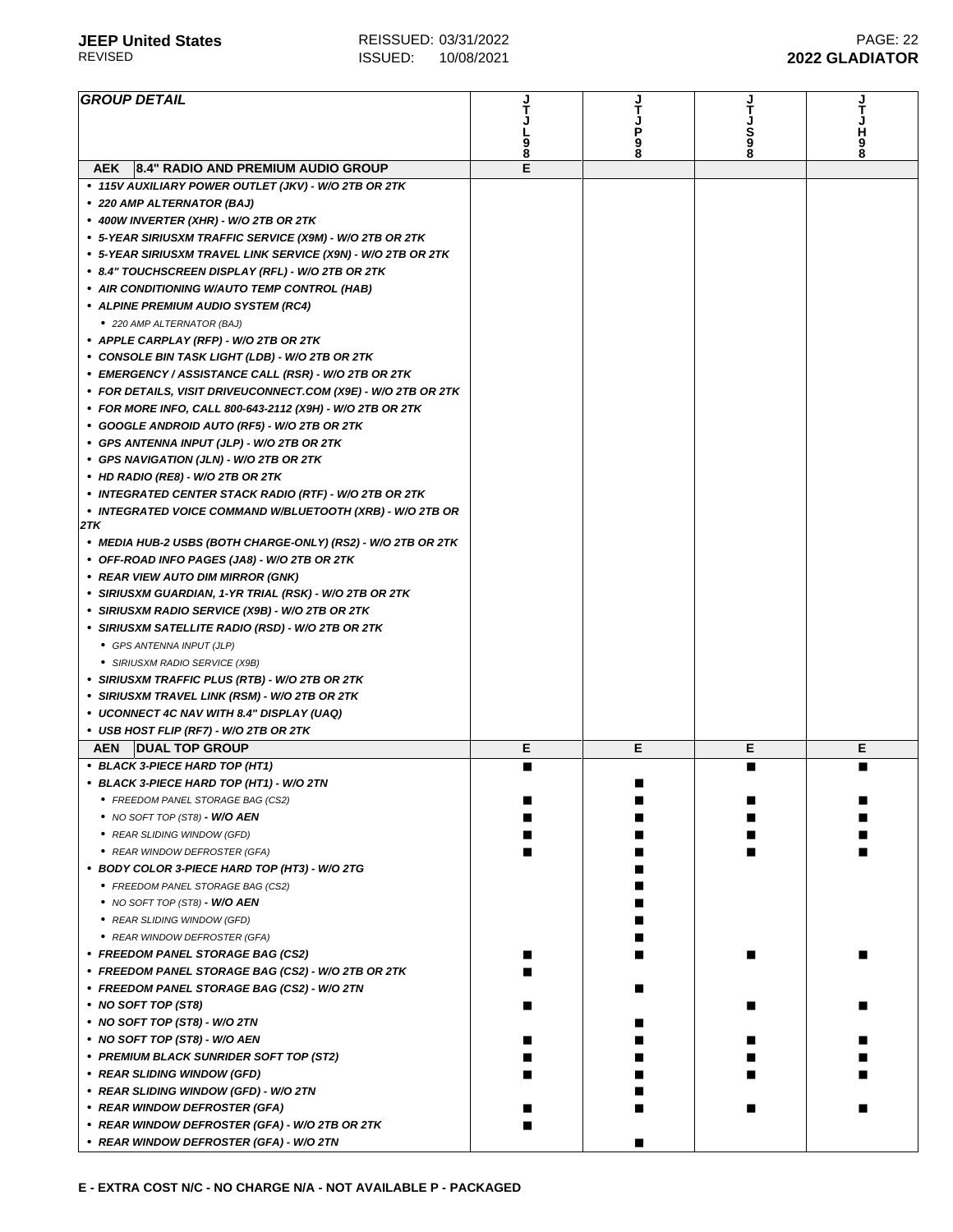| GROUP DETAIL | JTJL98 | JTJP98 | JTJS98 | JTJH98 |
|---|---|---|---|---|
| **AEK** 8.4" RADIO AND PREMIUM AUDIO GROUP | E | | | |
| • 115V AUXILIARY POWER OUTLET (JKV) - W/O 2TB OR 2TK | | | | |
| • 220 AMP ALTERNATOR (BAJ) | | | | |
| • 400W INVERTER (XHR) - W/O 2TB OR 2TK | | | | |
| • 5-YEAR SIRIUSXM TRAFFIC SERVICE (X9M) - W/O 2TB OR 2TK | | | | |
| • 5-YEAR SIRIUSXM TRAVEL LINK SERVICE (X9N) - W/O 2TB OR 2TK | | | | |
| • 8.4" TOUCHSCREEN DISPLAY (RFL) - W/O 2TB OR 2TK | | | | |
| • AIR CONDITIONING W/AUTO TEMP CONTROL (HAB) | | | | |
| • ALPINE PREMIUM AUDIO SYSTEM (RC4) | | | | |
| &nbsp;&nbsp;• 220 AMP ALTERNATOR (BAJ) | | | | |
| • APPLE CARPLAY (RFP) - W/O 2TB OR 2TK | | | | |
| • CONSOLE BIN TASK LIGHT (LDB) - W/O 2TB OR 2TK | | | | |
| • EMERGENCY / ASSISTANCE CALL (RSR) - W/O 2TB OR 2TK | | | | |
| • FOR DETAILS, VISIT DRIVEUCONNECT.COM (X9E) - W/O 2TB OR 2TK | | | | |
| • FOR MORE INFO, CALL 800-643-2112 (X9H) - W/O 2TB OR 2TK | | | | |
| • GOOGLE ANDROID AUTO (RF5) - W/O 2TB OR 2TK | | | | |
| • GPS ANTENNA INPUT (JLP) - W/O 2TB OR 2TK | | | | |
| • GPS NAVIGATION (JLN) - W/O 2TB OR 2TK | | | | |
| • HD RADIO (RE8) - W/O 2TB OR 2TK | | | | |
| • INTEGRATED CENTER STACK RADIO (RTF) - W/O 2TB OR 2TK | | | | |
| • INTEGRATED VOICE COMMAND W/BLUETOOTH (XRB) - W/O 2TB OR 2TK | | | | |
| • MEDIA HUB-2 USBS (BOTH CHARGE-ONLY) (RS2) - W/O 2TB OR 2TK | | | | |
| • OFF-ROAD INFO PAGES (JA8) - W/O 2TB OR 2TK | | | | |
| • REAR VIEW AUTO DIM MIRROR (GNK) | | | | |
| • SIRIUSXM GUARDIAN, 1-YR TRIAL (RSK) - W/O 2TB OR 2TK | | | | |
| • SIRIUSXM RADIO SERVICE (X9B) - W/O 2TB OR 2TK | | | | |
| • SIRIUSXM SATELLITE RADIO (RSD) - W/O 2TB OR 2TK | | | | |
| &nbsp;&nbsp;• GPS ANTENNA INPUT (JLP) | | | | |
| &nbsp;&nbsp;• SIRIUSXM RADIO SERVICE (X9B) | | | | |
| • SIRIUSXM TRAFFIC PLUS (RTB) - W/O 2TB OR 2TK | | | | |
| • SIRIUSXM TRAVEL LINK (RSM) - W/O 2TB OR 2TK | | | | |
| • UCONNECT 4C NAV WITH 8.4" DISPLAY (UAQ) | | | | |
| • USB HOST FLIP (RF7) - W/O 2TB OR 2TK | | | | |
| **AEN** DUAL TOP GROUP | E | E | E | E |
| • BLACK 3-PIECE HARD TOP (HT1) | ■ | | ■ | ■ |
| • BLACK 3-PIECE HARD TOP (HT1) - W/O 2TN | | ■ | | |
| &nbsp;&nbsp;• FREEDOM PANEL STORAGE BAG (CS2) | ■ | ■ | ■ | ■ |
| &nbsp;&nbsp;• NO SOFT TOP (ST8) - **W/O AEN** | ■ | ■ | ■ | ■ |
| &nbsp;&nbsp;• REAR SLIDING WINDOW (GFD) | ■ | ■ | ■ | ■ |
| &nbsp;&nbsp;• REAR WINDOW DEFROSTER (GFA) | ■ | ■ | ■ | ■ |
| • BODY COLOR 3-PIECE HARD TOP (HT3) - W/O 2TG | | ■ | | |
| &nbsp;&nbsp;• FREEDOM PANEL STORAGE BAG (CS2) | | ■ | | |
| &nbsp;&nbsp;• NO SOFT TOP (ST8) - **W/O AEN** | | ■ | | |
| &nbsp;&nbsp;• REAR SLIDING WINDOW (GFD) | | ■ | | |
| &nbsp;&nbsp;• REAR WINDOW DEFROSTER (GFA) | | ■ | | |
| • FREEDOM PANEL STORAGE BAG (CS2) | ■ | ■ | ■ | ■ |
| • FREEDOM PANEL STORAGE BAG (CS2) - W/O 2TB OR 2TK | ■ | | | |
| • FREEDOM PANEL STORAGE BAG (CS2) - W/O 2TN | | ■ | | |
| • NO SOFT TOP (ST8) | ■ | | ■ | ■ |
| • NO SOFT TOP (ST8) - W/O 2TN | | ■ | | |
| • NO SOFT TOP (ST8) - W/O AEN | ■ | ■ | ■ | ■ |
| • PREMIUM BLACK SUNRIDER SOFT TOP (ST2) | ■ | ■ | ■ | ■ |
| • REAR SLIDING WINDOW (GFD) | ■ | ■ | ■ | ■ |
| • REAR SLIDING WINDOW (GFD) - W/O 2TN | | ■ | | |
| • REAR WINDOW DEFROSTER (GFA) | ■ | ■ | ■ | ■ |
| • REAR WINDOW DEFROSTER (GFA) - W/O 2TB OR 2TK | ■ | | | |
| • REAR WINDOW DEFROSTER (GFA) - W/O 2TN | | ■ | | |

**E - EXTRA COST N/C - NO CHARGE N/A - NOT AVAILABLE P - PACKAGED**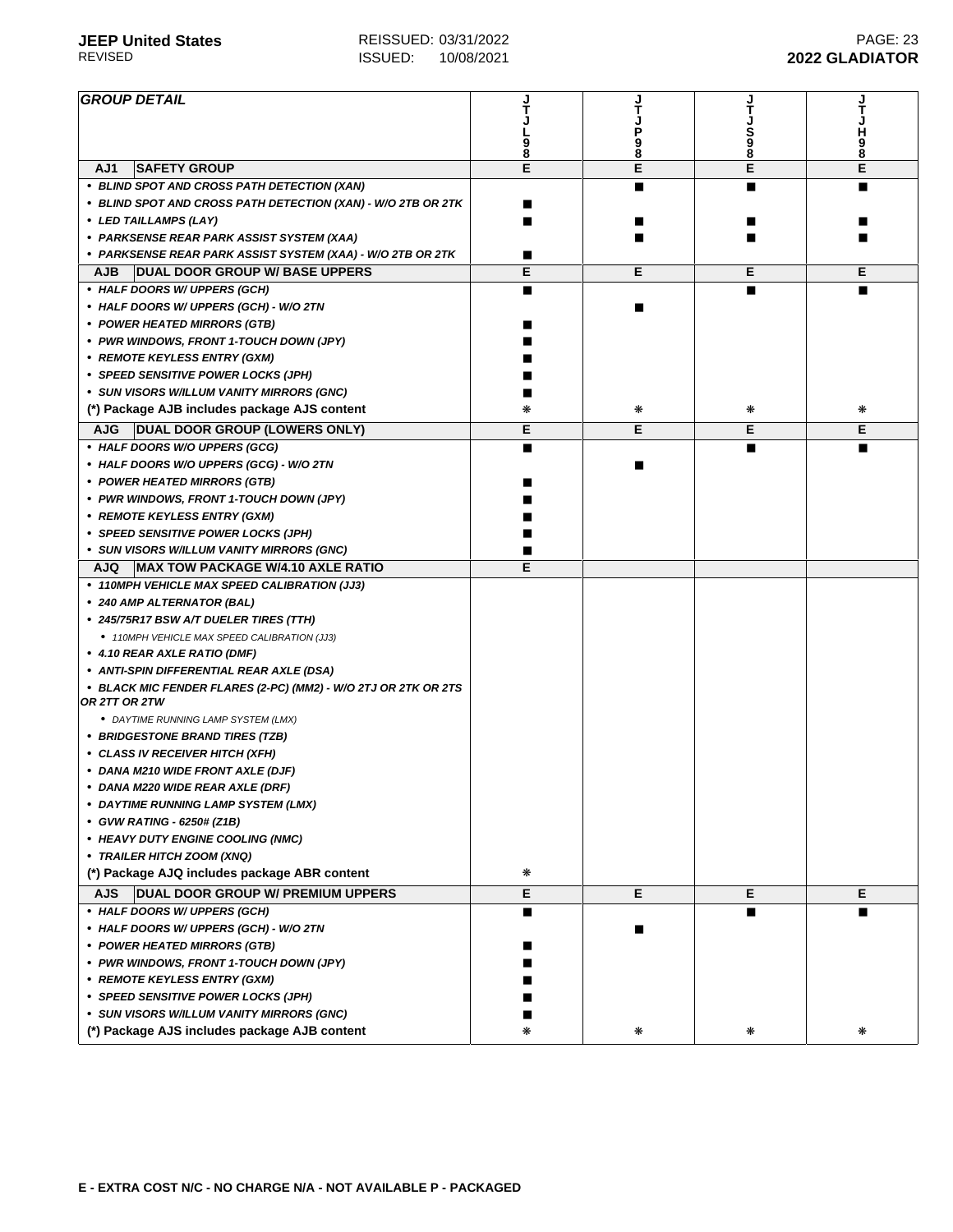| GROUP DETAIL | JTJL98 | JTJP98 | JTJS98 | JTJH98 |
|---|---|---|---|---|
| **AJ1 SAFETY GROUP** | E | E | E | E |
| • BLIND SPOT AND CROSS PATH DETECTION (XAN) | | ■ | ■ | ■ |
| • BLIND SPOT AND CROSS PATH DETECTION (XAN) - W/O 2TB OR 2TK | ■ | | | |
| • LED TAILLAMPS (LAY) | ■ | ■ | ■ | ■ |
| • PARKSENSE REAR PARK ASSIST SYSTEM (XAA) | | ■ | ■ | ■ |
| • PARKSENSE REAR PARK ASSIST SYSTEM (XAA) - W/O 2TB OR 2TK | ■ | | | |
| **AJB DUAL DOOR GROUP W/ BASE UPPERS** | E | E | E | E |
| • HALF DOORS W/ UPPERS (GCH) | ■ | | ■ | ■ |
| • HALF DOORS W/ UPPERS (GCH) - W/O 2TN | | ■ | | |
| • POWER HEATED MIRRORS (GTB) | ■ | | | |
| • PWR WINDOWS, FRONT 1-TOUCH DOWN (JPY) | ■ | | | |
| • REMOTE KEYLESS ENTRY (GXM) | ■ | | | |
| • SPEED SENSITIVE POWER LOCKS (JPH) | ■ | | | |
| • SUN VISORS W/ILLUM VANITY MIRRORS (GNC) | ■ | | | |
| (*) Package AJB includes package AJS content | ❋ | ❋ | ❋ | ❋ |
| **AJG DUAL DOOR GROUP (LOWERS ONLY)** | E | E | E | E |
| • HALF DOORS W/O UPPERS (GCG) | ■ | | ■ | ■ |
| • HALF DOORS W/O UPPERS (GCG) - W/O 2TN | | ■ | | |
| • POWER HEATED MIRRORS (GTB) | ■ | | | |
| • PWR WINDOWS, FRONT 1-TOUCH DOWN (JPY) | ■ | | | |
| • REMOTE KEYLESS ENTRY (GXM) | ■ | | | |
| • SPEED SENSITIVE POWER LOCKS (JPH) | ■ | | | |
| • SUN VISORS W/ILLUM VANITY MIRRORS (GNC) | ■ | | | |
| **AJQ MAX TOW PACKAGE W/4.10 AXLE RATIO** | E | | | |
| • 110MPH VEHICLE MAX SPEED CALIBRATION (JJ3) | | | | |
| • 240 AMP ALTERNATOR (BAL) | | | | |
| • 245/75R17 BSW A/T DUELER TIRES (TTH) | | | | |
| &nbsp;&nbsp;• 110MPH VEHICLE MAX SPEED CALIBRATION (JJ3) | | | | |
| • 4.10 REAR AXLE RATIO (DMF) | | | | |
| • ANTI-SPIN DIFFERENTIAL REAR AXLE (DSA) | | | | |
| • BLACK MIC FENDER FLARES (2-PC) (MM2) - W/O 2TJ OR 2TK OR 2TS OR 2TT OR 2TW | | | | |
| &nbsp;&nbsp;• DAYTIME RUNNING LAMP SYSTEM (LMX) | | | | |
| • BRIDGESTONE BRAND TIRES (TZB) | | | | |
| • CLASS IV RECEIVER HITCH (XFH) | | | | |
| • DANA M210 WIDE FRONT AXLE (DJF) | | | | |
| • DANA M220 WIDE REAR AXLE (DRF) | | | | |
| • DAYTIME RUNNING LAMP SYSTEM (LMX) | | | | |
| • GVW RATING - 6250# (Z1B) | | | | |
| • HEAVY DUTY ENGINE COOLING (NMC) | | | | |
| • TRAILER HITCH ZOOM (XNQ) | | | | |
| (*) Package AJQ includes package ABR content | ❋ | | | |
| **AJS DUAL DOOR GROUP W/ PREMIUM UPPERS** | E | E | E | E |
| • HALF DOORS W/ UPPERS (GCH) | ■ | | ■ | ■ |
| • HALF DOORS W/ UPPERS (GCH) - W/O 2TN | | ■ | | |
| • POWER HEATED MIRRORS (GTB) | ■ | | | |
| • PWR WINDOWS, FRONT 1-TOUCH DOWN (JPY) | ■ | | | |
| • REMOTE KEYLESS ENTRY (GXM) | ■ | | | |
| • SPEED SENSITIVE POWER LOCKS (JPH) | ■ | | | |
| • SUN VISORS W/ILLUM VANITY MIRRORS (GNC) | ■ | | | |
| (*) Package AJS includes package AJB content | ❋ | ❋ | ❋ | ❋ |

**E - EXTRA COST N/C - NO CHARGE N/A - NOT AVAILABLE P - PACKAGED**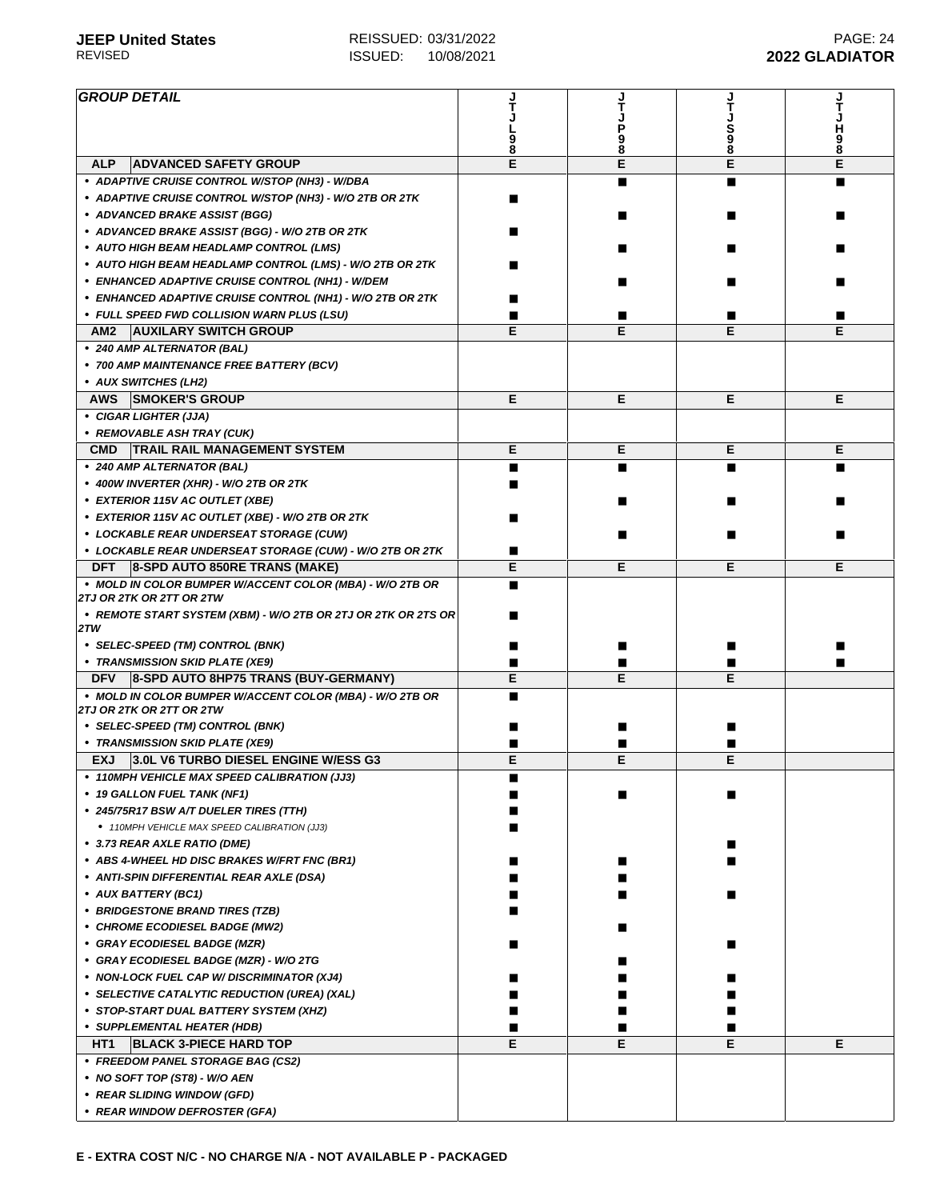| GROUP DETAIL | | JTJL98 | JTJP98 | JTJS98 | JTJH98 |
|---|---|---|---|---|---|
| **ALP** | **ADVANCED SAFETY GROUP** | E | E | E | E |
| • ADAPTIVE CRUISE CONTROL W/STOP (NH3) - W/DBA | | | ■ | ■ | ■ |
| • ADAPTIVE CRUISE CONTROL W/STOP (NH3) - W/O 2TB OR 2TK | | ■ | | | |
| • ADVANCED BRAKE ASSIST (BGG) | | | ■ | ■ | ■ |
| • ADVANCED BRAKE ASSIST (BGG) - W/O 2TB OR 2TK | | ■ | | | |
| • AUTO HIGH BEAM HEADLAMP CONTROL (LMS) | | | ■ | ■ | ■ |
| • AUTO HIGH BEAM HEADLAMP CONTROL (LMS) - W/O 2TB OR 2TK | | ■ | | | |
| • ENHANCED ADAPTIVE CRUISE CONTROL (NH1) - W/DEM | | | ■ | ■ | ■ |
| • ENHANCED ADAPTIVE CRUISE CONTROL (NH1) - W/O 2TB OR 2TK | | ■ | | | |
| • FULL SPEED FWD COLLISION WARN PLUS (LSU) | | ■ | ■ | ■ | ■ |
| **AM2** | **AUXILARY SWITCH GROUP** | E | E | E | E |
| • 240 AMP ALTERNATOR (BAL) | | | | | |
| • 700 AMP MAINTENANCE FREE BATTERY (BCV) | | | | | |
| • AUX SWITCHES (LH2) | | | | | |
| **AWS** | **SMOKER'S GROUP** | E | E | E | E |
| • CIGAR LIGHTER (JJA) | | | | | |
| • REMOVABLE ASH TRAY (CUK) | | | | | |
| **CMD** | **TRAIL RAIL MANAGEMENT SYSTEM** | E | E | E | E |
| • 240 AMP ALTERNATOR (BAL) | | ■ | ■ | ■ | ■ |
| • 400W INVERTER (XHR) - W/O 2TB OR 2TK | | ■ | | | |
| • EXTERIOR 115V AC OUTLET (XBE) | | | ■ | ■ | ■ |
| • EXTERIOR 115V AC OUTLET (XBE) - W/O 2TB OR 2TK | | ■ | | | |
| • LOCKABLE REAR UNDERSEAT STORAGE (CUW) | | | ■ | ■ | ■ |
| • LOCKABLE REAR UNDERSEAT STORAGE (CUW) - W/O 2TB OR 2TK | | ■ | | | |
| **DFT** | **8-SPD AUTO 850RE TRANS (MAKE)** | E | E | E | E |
| • MOLD IN COLOR BUMPER W/ACCENT COLOR (MBA) - W/O 2TB OR 2TJ OR 2TK OR 2TT OR 2TW | | ■ | | | |
| • REMOTE START SYSTEM (XBM) - W/O 2TB OR 2TJ OR 2TK OR 2TS OR 2TW | | ■ | | | |
| • SELEC-SPEED (TM) CONTROL (BNK) | | ■ | ■ | ■ | ■ |
| • TRANSMISSION SKID PLATE (XE9) | | ■ | ■ | ■ | ■ |
| **DFV** | **8-SPD AUTO 8HP75 TRANS (BUY-GERMANY)** | E | E | E | |
| • MOLD IN COLOR BUMPER W/ACCENT COLOR (MBA) - W/O 2TB OR 2TJ OR 2TK OR 2TT OR 2TW | | ■ | | | |
| • SELEC-SPEED (TM) CONTROL (BNK) | | ■ | ■ | ■ | |
| • TRANSMISSION SKID PLATE (XE9) | | ■ | ■ | ■ | |
| **EXJ** | **3.0L V6 TURBO DIESEL ENGINE W/ESS G3** | E | E | E | |
| • 110MPH VEHICLE MAX SPEED CALIBRATION (JJ3) | | ■ | | | |
| • 19 GALLON FUEL TANK (NF1) | | ■ | ■ | ■ | |
| • 245/75R17 BSW A/T DUELER TIRES (TTH) | | ■ | | | |
| • 110MPH VEHICLE MAX SPEED CALIBRATION (JJ3) | | ■ | | | |
| • 3.73 REAR AXLE RATIO (DME) | | | | ■ | |
| • ABS 4-WHEEL HD DISC BRAKES W/FRT FNC (BR1) | | ■ | ■ | ■ | |
| • ANTI-SPIN DIFFERENTIAL REAR AXLE (DSA) | | ■ | ■ | | |
| • AUX BATTERY (BC1) | | ■ | ■ | ■ | |
| • BRIDGESTONE BRAND TIRES (TZB) | | ■ | | | |
| • CHROME ECODIESEL BADGE (MW2) | | | ■ | | |
| • GRAY ECODIESEL BADGE (MZR) | | ■ | | ■ | |
| • GRAY ECODIESEL BADGE (MZR) - W/O 2TG | | | ■ | | |
| • NON-LOCK FUEL CAP W/ DISCRIMINATOR (XJ4) | | ■ | ■ | ■ | |
| • SELECTIVE CATALYTIC REDUCTION (UREA) (XAL) | | ■ | ■ | ■ | |
| • STOP-START DUAL BATTERY SYSTEM (XHZ) | | ■ | ■ | ■ | |
| • SUPPLEMENTAL HEATER (HDB) | | ■ | ■ | ■ | |
| **HT1** | **BLACK 3-PIECE HARD TOP** | E | E | E | E |
| • FREEDOM PANEL STORAGE BAG (CS2) | | | | | |
| • NO SOFT TOP (ST8) - W/O AEN | | | | | |
| • REAR SLIDING WINDOW (GFD) | | | | | |
| • REAR WINDOW DEFROSTER (GFA) | | | | | |

**E - EXTRA COST N/C - NO CHARGE N/A - NOT AVAILABLE P - PACKAGED**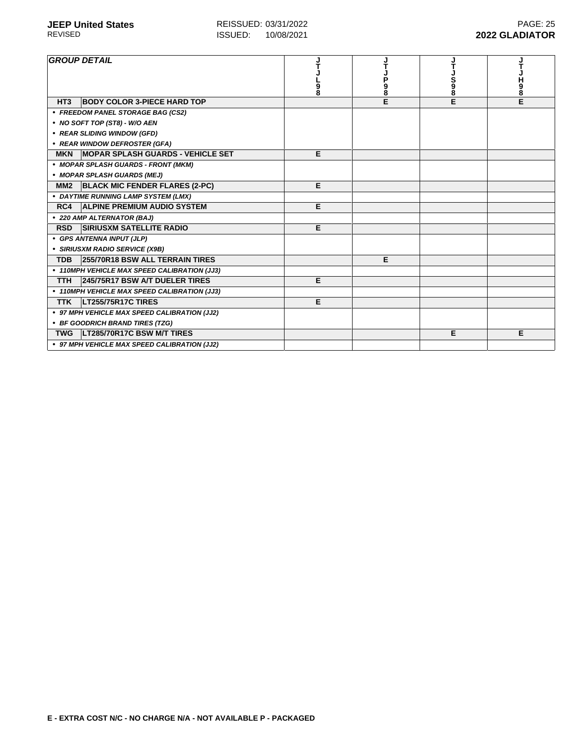| GROUP DETAIL | JTJL98 | JTJP98 | JTJS98 | JTJH98 |
|---|---|---|---|---|
| **HT3 BODY COLOR 3-PIECE HARD TOP** | | E | E | E |
| • *FREEDOM PANEL STORAGE BAG (CS2)* | | | | |
| • *NO SOFT TOP (ST8) - W/O AEN* | | | | |
| • *REAR SLIDING WINDOW (GFD)* | | | | |
| • *REAR WINDOW DEFROSTER (GFA)* | | | | |
| **MKN MOPAR SPLASH GUARDS - VEHICLE SET** | E | | | |
| • *MOPAR SPLASH GUARDS - FRONT (MKM)* | | | | |
| • *MOPAR SPLASH GUARDS (MEJ)* | | | | |
| **MM2 BLACK MIC FENDER FLARES (2-PC)** | E | | | |
| • *DAYTIME RUNNING LAMP SYSTEM (LMX)* | | | | |
| **RC4 ALPINE PREMIUM AUDIO SYSTEM** | E | | | |
| • *220 AMP ALTERNATOR (BAJ)* | | | | |
| **RSD SIRIUSXM SATELLITE RADIO** | E | | | |
| • *GPS ANTENNA INPUT (JLP)* | | | | |
| • *SIRIUSXM RADIO SERVICE (X9B)* | | | | |
| **TDB 255/70R18 BSW ALL TERRAIN TIRES** | | E | | |
| • *110MPH VEHICLE MAX SPEED CALIBRATION (JJ3)* | | | | |
| **TTH 245/75R17 BSW A/T DUELER TIRES** | E | | | |
| • *110MPH VEHICLE MAX SPEED CALIBRATION (JJ3)* | | | | |
| **TTK LT255/75R17C TIRES** | E | | | |
| • *97 MPH VEHICLE MAX SPEED CALIBRATION (JJ2)* | | | | |
| • *BF GOODRICH BRAND TIRES (TZG)* | | | | |
| **TWG LT285/70R17C BSW M/T TIRES** | | | E | E |
| • *97 MPH VEHICLE MAX SPEED CALIBRATION (JJ2)* | | | | |

**E - EXTRA COST N/C - NO CHARGE N/A - NOT AVAILABLE P - PACKAGED**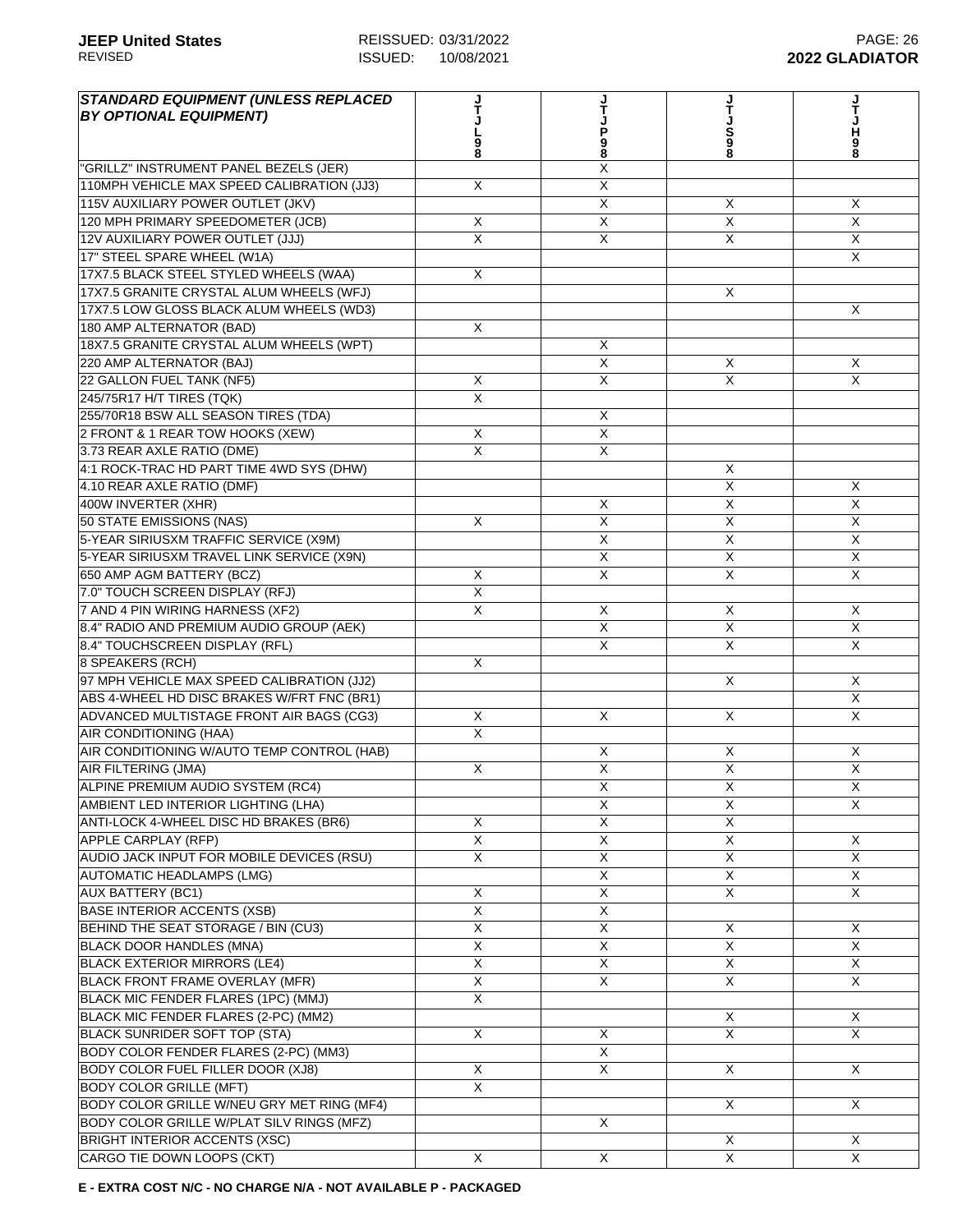| STANDARD EQUIPMENT (UNLESS REPLACED BY OPTIONAL EQUIPMENT) | JTJL98 | JTJP98 | JTJS98 | JTJH98 |
|---|---|---|---|---|
| "GRILLZ" INSTRUMENT PANEL BEZELS (JER) | | X | | |
| 110MPH VEHICLE MAX SPEED CALIBRATION (JJ3) | X | X | | |
| 115V AUXILIARY POWER OUTLET (JKV) | | X | X | X |
| 120 MPH PRIMARY SPEEDOMETER (JCB) | X | X | X | X |
| 12V AUXILIARY POWER OUTLET (JJJ) | X | X | X | X |
| 17" STEEL SPARE WHEEL (W1A) | | | | X |
| 17X7.5 BLACK STEEL STYLED WHEELS (WAA) | X | | | |
| 17X7.5 GRANITE CRYSTAL ALUM WHEELS (WFJ) | | | X | |
| 17X7.5 LOW GLOSS BLACK ALUM WHEELS (WD3) | | | | X |
| 180 AMP ALTERNATOR (BAD) | X | | | |
| 18X7.5 GRANITE CRYSTAL ALUM WHEELS (WPT) | | X | | |
| 220 AMP ALTERNATOR (BAJ) | | X | X | X |
| 22 GALLON FUEL TANK (NF5) | X | X | X | X |
| 245/75R17 H/T TIRES (TQK) | X | | | |
| 255/70R18 BSW ALL SEASON TIRES (TDA) | | X | | |
| 2 FRONT & 1 REAR TOW HOOKS (XEW) | X | X | | |
| 3.73 REAR AXLE RATIO (DME) | X | X | | |
| 4:1 ROCK-TRAC HD PART TIME 4WD SYS (DHW) | | | X | |
| 4.10 REAR AXLE RATIO (DMF) | | | X | X |
| 400W INVERTER (XHR) | | X | X | X |
| 50 STATE EMISSIONS (NAS) | X | X | X | X |
| 5-YEAR SIRIUSXM TRAFFIC SERVICE (X9M) | | X | X | X |
| 5-YEAR SIRIUSXM TRAVEL LINK SERVICE (X9N) | | X | X | X |
| 650 AMP AGM BATTERY (BCZ) | X | X | X | X |
| 7.0" TOUCH SCREEN DISPLAY (RFJ) | X | | | |
| 7 AND 4 PIN WIRING HARNESS (XF2) | X | X | X | X |
| 8.4" RADIO AND PREMIUM AUDIO GROUP (AEK) | | X | X | X |
| 8.4" TOUCHSCREEN DISPLAY (RFL) | | X | X | X |
| 8 SPEAKERS (RCH) | X | | | |
| 97 MPH VEHICLE MAX SPEED CALIBRATION (JJ2) | | | X | X |
| ABS 4-WHEEL HD DISC BRAKES W/FRT FNC (BR1) | | | | X |
| ADVANCED MULTISTAGE FRONT AIR BAGS (CG3) | X | X | X | X |
| AIR CONDITIONING (HAA) | X | | | |
| AIR CONDITIONING W/AUTO TEMP CONTROL (HAB) | | X | X | X |
| AIR FILTERING (JMA) | X | X | X | X |
| ALPINE PREMIUM AUDIO SYSTEM (RC4) | | X | X | X |
| AMBIENT LED INTERIOR LIGHTING (LHA) | | X | X | X |
| ANTI-LOCK 4-WHEEL DISC HD BRAKES (BR6) | X | X | X | |
| APPLE CARPLAY (RFP) | X | X | X | X |
| AUDIO JACK INPUT FOR MOBILE DEVICES (RSU) | X | X | X | X |
| AUTOMATIC HEADLAMPS (LMG) | | X | X | X |
| AUX BATTERY (BC1) | X | X | X | X |
| BASE INTERIOR ACCENTS (XSB) | X | X | | |
| BEHIND THE SEAT STORAGE / BIN (CU3) | X | X | X | X |
| BLACK DOOR HANDLES (MNA) | X | X | X | X |
| BLACK EXTERIOR MIRRORS (LE4) | X | X | X | X |
| BLACK FRONT FRAME OVERLAY (MFR) | X | X | X | X |
| BLACK MIC FENDER FLARES (1PC) (MMJ) | X | | | |
| BLACK MIC FENDER FLARES (2-PC) (MM2) | | | X | X |
| BLACK SUNRIDER SOFT TOP (STA) | X | X | X | X |
| BODY COLOR FENDER FLARES (2-PC) (MM3) | | X | | |
| BODY COLOR FUEL FILLER DOOR (XJ8) | X | X | X | X |
| BODY COLOR GRILLE (MFT) | X | | | |
| BODY COLOR GRILLE W/NEU GRY MET RING (MF4) | | | X | X |
| BODY COLOR GRILLE W/PLAT SILV RINGS (MFZ) | | X | | |
| BRIGHT INTERIOR ACCENTS (XSC) | | | X | X |
| CARGO TIE DOWN LOOPS (CKT) | X | X | X | X |

**E - EXTRA COST N/C - NO CHARGE N/A - NOT AVAILABLE P - PACKAGED**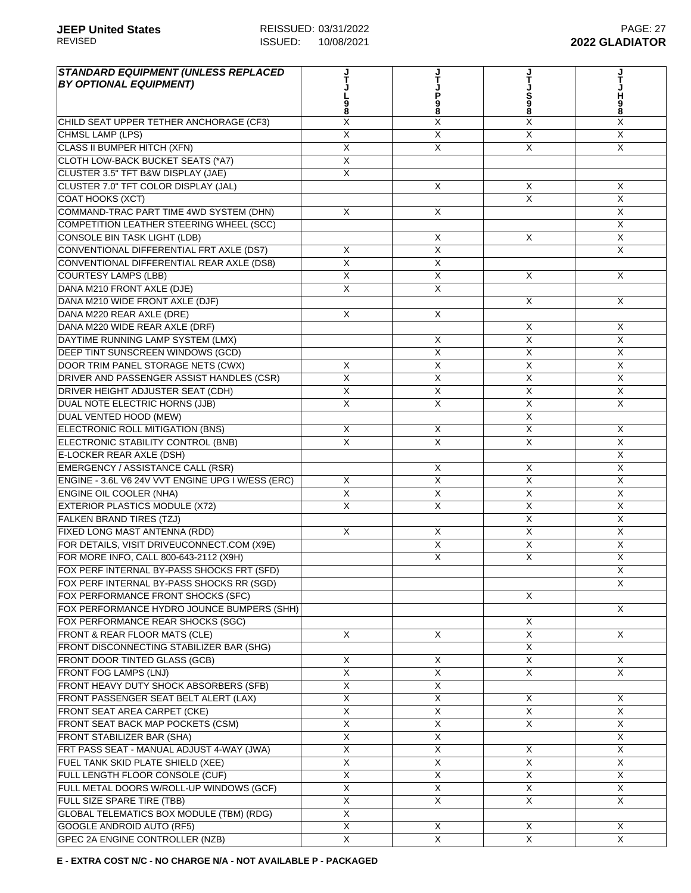| STANDARD EQUIPMENT (UNLESS REPLACED BY OPTIONAL EQUIPMENT) | JTJL98 | JTJP98 | JTJS98 | JTJH98 |
|---|---|---|---|---|
| CHILD SEAT UPPER TETHER ANCHORAGE (CF3) | X | X | X | X |
| CHMSL LAMP (LPS) | X | X | X | X |
| CLASS II BUMPER HITCH (XFN) | X | X | X | X |
| CLOTH LOW-BACK BUCKET SEATS (*A7) | X | | | |
| CLUSTER 3.5" TFT B&W DISPLAY (JAE) | X | | | |
| CLUSTER 7.0" TFT COLOR DISPLAY (JAL) | | X | X | X |
| COAT HOOKS (XCT) | | | X | X |
| COMMAND-TRAC PART TIME 4WD SYSTEM (DHN) | X | X | | X |
| COMPETITION LEATHER STEERING WHEEL (SCC) | | | | X |
| CONSOLE BIN TASK LIGHT (LDB) | | X | X | X |
| CONVENTIONAL DIFFERENTIAL FRT AXLE (DS7) | X | X | | X |
| CONVENTIONAL DIFFERENTIAL REAR AXLE (DS8) | X | X | | |
| COURTESY LAMPS (LBB) | X | X | X | X |
| DANA M210 FRONT AXLE (DJE) | X | X | | |
| DANA M210 WIDE FRONT AXLE (DJF) | | | X | X |
| DANA M220 REAR AXLE (DRE) | X | X | | |
| DANA M220 WIDE REAR AXLE (DRF) | | | X | X |
| DAYTIME RUNNING LAMP SYSTEM (LMX) | | X | X | X |
| DEEP TINT SUNSCREEN WINDOWS (GCD) | | X | X | X |
| DOOR TRIM PANEL STORAGE NETS (CWX) | X | X | X | X |
| DRIVER AND PASSENGER ASSIST HANDLES (CSR) | X | X | X | X |
| DRIVER HEIGHT ADJUSTER SEAT (CDH) | X | X | X | X |
| DUAL NOTE ELECTRIC HORNS (JJB) | X | X | X | X |
| DUAL VENTED HOOD (MEW) | | | X | |
| ELECTRONIC ROLL MITIGATION (BNS) | X | X | X | X |
| ELECTRONIC STABILITY CONTROL (BNB) | X | X | X | X |
| E-LOCKER REAR AXLE (DSH) | | | | X |
| EMERGENCY / ASSISTANCE CALL (RSR) | | X | X | X |
| ENGINE - 3.6L V6 24V VVT ENGINE UPG I W/ESS (ERC) | X | X | X | X |
| ENGINE OIL COOLER (NHA) | X | X | X | X |
| EXTERIOR PLASTICS MODULE (X72) | X | X | X | X |
| FALKEN BRAND TIRES (TZJ) | | | X | X |
| FIXED LONG MAST ANTENNA (RDD) | X | X | X | X |
| FOR DETAILS, VISIT DRIVEUCONNECT.COM (X9E) | | X | X | X |
| FOR MORE INFO, CALL 800-643-2112 (X9H) | | X | X | X |
| FOX PERF INTERNAL BY-PASS SHOCKS FRT (SFD) | | | | X |
| FOX PERF INTERNAL BY-PASS SHOCKS RR (SGD) | | | | X |
| FOX PERFORMANCE FRONT SHOCKS (SFC) | | | X | |
| FOX PERFORMANCE HYDRO JOUNCE BUMPERS (SHH) | | | | X |
| FOX PERFORMANCE REAR SHOCKS (SGC) | | | X | |
| FRONT & REAR FLOOR MATS (CLE) | X | X | X | X |
| FRONT DISCONNECTING STABILIZER BAR (SHG) | | | X | |
| FRONT DOOR TINTED GLASS (GCB) | X | X | X | X |
| FRONT FOG LAMPS (LNJ) | X | X | X | X |
| FRONT HEAVY DUTY SHOCK ABSORBERS (SFB) | X | X | | |
| FRONT PASSENGER SEAT BELT ALERT (LAX) | X | X | X | X |
| FRONT SEAT AREA CARPET (CKE) | X | X | X | X |
| FRONT SEAT BACK MAP POCKETS (CSM) | X | X | X | X |
| FRONT STABILIZER BAR (SHA) | X | X | | X |
| FRT PASS SEAT - MANUAL ADJUST 4-WAY (JWA) | X | X | X | X |
| FUEL TANK SKID PLATE SHIELD (XEE) | X | X | X | X |
| FULL LENGTH FLOOR CONSOLE (CUF) | X | X | X | X |
| FULL METAL DOORS W/ROLL-UP WINDOWS (GCF) | X | X | X | X |
| FULL SIZE SPARE TIRE (TBB) | X | X | X | X |
| GLOBAL TELEMATICS BOX MODULE (TBM) (RDG) | X | | | |
| GOOGLE ANDROID AUTO (RF5) | X | X | X | X |
| GPEC 2A ENGINE CONTROLLER (NZB) | X | X | X | X |

**E - EXTRA COST N/C - NO CHARGE N/A - NOT AVAILABLE P - PACKAGED**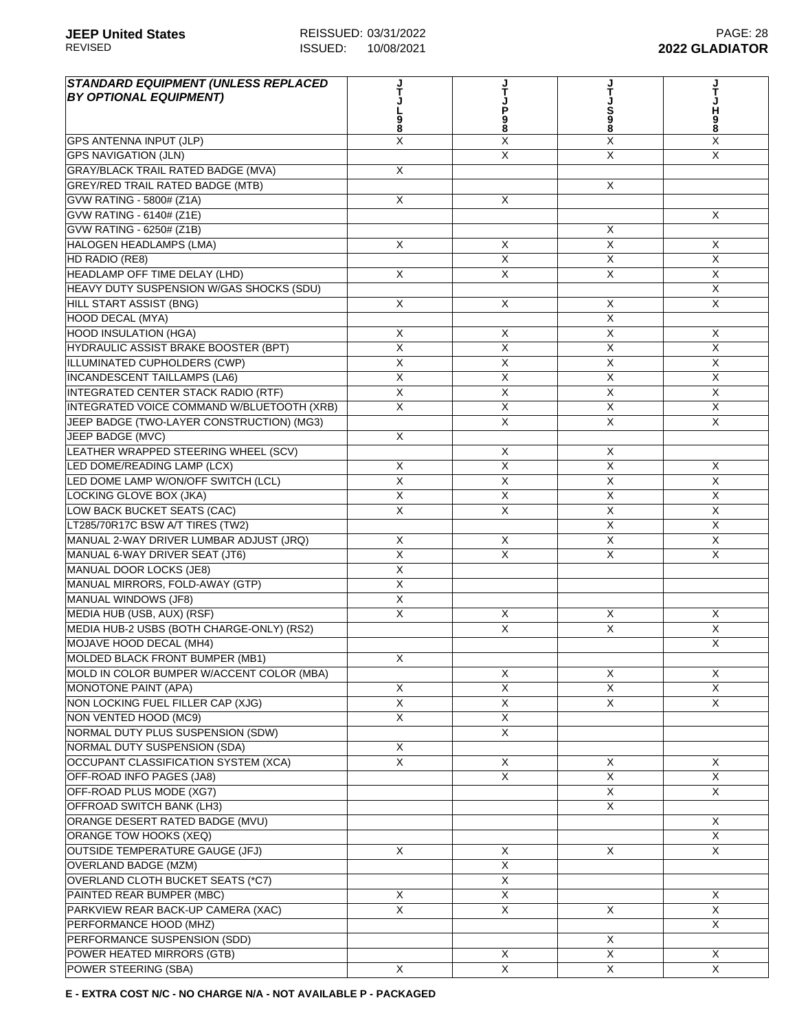| STANDARD EQUIPMENT (UNLESS REPLACED BY OPTIONAL EQUIPMENT) | JTJL98 | JTJP98 | JTJS98 | JTJH98 |
|---|---|---|---|---|
| GPS ANTENNA INPUT (JLP) | X | X | X | X |
| GPS NAVIGATION (JLN) | | X | X | X |
| GRAY/BLACK TRAIL RATED BADGE (MVA) | X | | | |
| GREY/RED TRAIL RATED BADGE (MTB) | | | X | |
| GVW RATING - 5800# (Z1A) | X | X | | |
| GVW RATING - 6140# (Z1E) | | | | X |
| GVW RATING - 6250# (Z1B) | | | X | |
| HALOGEN HEADLAMPS (LMA) | X | X | X | X |
| HD RADIO (RE8) | | X | X | X |
| HEADLAMP OFF TIME DELAY (LHD) | X | X | X | X |
| HEAVY DUTY SUSPENSION W/GAS SHOCKS (SDU) | | | | X |
| HILL START ASSIST (BNG) | X | X | X | X |
| HOOD DECAL (MYA) | | | X | |
| HOOD INSULATION (HGA) | X | X | X | X |
| HYDRAULIC ASSIST BRAKE BOOSTER (BPT) | X | X | X | X |
| ILLUMINATED CUPHOLDERS (CWP) | X | X | X | X |
| INCANDESCENT TAILLAMPS (LA6) | X | X | X | X |
| INTEGRATED CENTER STACK RADIO (RTF) | X | X | X | X |
| INTEGRATED VOICE COMMAND W/BLUETOOTH (XRB) | X | X | X | X |
| JEEP BADGE (TWO-LAYER CONSTRUCTION) (MG3) | | X | X | X |
| JEEP BADGE (MVC) | X | | | |
| LEATHER WRAPPED STEERING WHEEL (SCV) | | X | X | |
| LED DOME/READING LAMP (LCX) | X | X | X | X |
| LED DOME LAMP W/ON/OFF SWITCH (LCL) | X | X | X | X |
| LOCKING GLOVE BOX (JKA) | X | X | X | X |
| LOW BACK BUCKET SEATS (CAC) | X | X | X | X |
| LT285/70R17C BSW A/T TIRES (TW2) | | | X | X |
| MANUAL 2-WAY DRIVER LUMBAR ADJUST (JRQ) | X | X | X | X |
| MANUAL 6-WAY DRIVER SEAT (JT6) | X | X | X | X |
| MANUAL DOOR LOCKS (JE8) | X | | | |
| MANUAL MIRRORS, FOLD-AWAY (GTP) | X | | | |
| MANUAL WINDOWS (JF8) | X | | | |
| MEDIA HUB (USB, AUX) (RSF) | X | X | X | X |
| MEDIA HUB-2 USBS (BOTH CHARGE-ONLY) (RS2) | | X | X | X |
| MOJAVE HOOD DECAL (MH4) | | | | X |
| MOLDED BLACK FRONT BUMPER (MB1) | X | | | |
| MOLD IN COLOR BUMPER W/ACCENT COLOR (MBA) | | X | X | X |
| MONOTONE PAINT (APA) | X | X | X | X |
| NON LOCKING FUEL FILLER CAP (XJG) | X | X | X | X |
| NON VENTED HOOD (MC9) | X | X | | |
| NORMAL DUTY PLUS SUSPENSION (SDW) | | X | | |
| NORMAL DUTY SUSPENSION (SDA) | X | | | |
| OCCUPANT CLASSIFICATION SYSTEM (XCA) | X | X | X | X |
| OFF-ROAD INFO PAGES (JA8) | | X | X | X |
| OFF-ROAD PLUS MODE (XG7) | | | X | X |
| OFFROAD SWITCH BANK (LH3) | | | X | |
| ORANGE DESERT RATED BADGE (MVU) | | | | X |
| ORANGE TOW HOOKS (XEQ) | | | | X |
| OUTSIDE TEMPERATURE GAUGE (JFJ) | X | X | X | X |
| OVERLAND BADGE (MZM) | | X | | |
| OVERLAND CLOTH BUCKET SEATS (*C7) | | X | | |
| PAINTED REAR BUMPER (MBC) | X | X | | X |
| PARKVIEW REAR BACK-UP CAMERA (XAC) | X | X | X | X |
| PERFORMANCE HOOD (MHZ) | | | | X |
| PERFORMANCE SUSPENSION (SDD) | | | X | |
| POWER HEATED MIRRORS (GTB) | | X | X | X |
| POWER STEERING (SBA) | X | X | X | X |

**E - EXTRA COST N/C - NO CHARGE N/A - NOT AVAILABLE P - PACKAGED**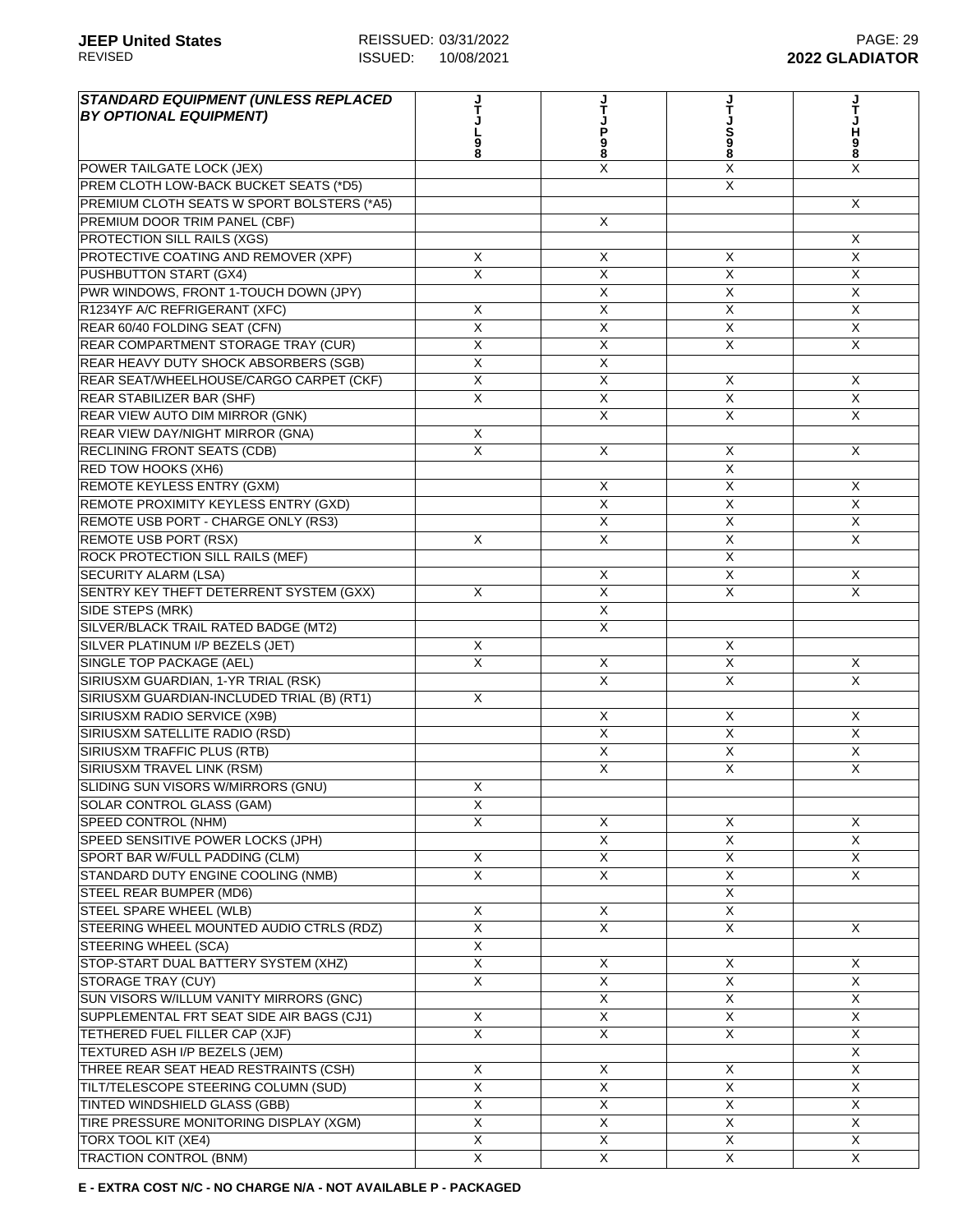| STANDARD EQUIPMENT (UNLESS REPLACED BY OPTIONAL EQUIPMENT) | JTJL98 | JTJP98 | JTJS98 | JTJH98 |
|---|---|---|---|---|
| POWER TAILGATE LOCK (JEX) | | X | X | X |
| PREM CLOTH LOW-BACK BUCKET SEATS (*D5) | | | X | |
| PREMIUM CLOTH SEATS W SPORT BOLSTERS (*A5) | | | | X |
| PREMIUM DOOR TRIM PANEL (CBF) | | X | | |
| PROTECTION SILL RAILS (XGS) | | | | X |
| PROTECTIVE COATING AND REMOVER (XPF) | X | X | X | X |
| PUSHBUTTON START (GX4) | X | X | X | X |
| PWR WINDOWS, FRONT 1-TOUCH DOWN (JPY) | | X | X | X |
| R1234YF A/C REFRIGERANT (XFC) | X | X | X | X |
| REAR 60/40 FOLDING SEAT (CFN) | X | X | X | X |
| REAR COMPARTMENT STORAGE TRAY (CUR) | X | X | X | X |
| REAR HEAVY DUTY SHOCK ABSORBERS (SGB) | X | X | | |
| REAR SEAT/WHEELHOUSE/CARGO CARPET (CKF) | X | X | X | X |
| REAR STABILIZER BAR (SHF) | X | X | X | X |
| REAR VIEW AUTO DIM MIRROR (GNK) | | X | X | X |
| REAR VIEW DAY/NIGHT MIRROR (GNA) | X | | | |
| RECLINING FRONT SEATS (CDB) | X | X | X | X |
| RED TOW HOOKS (XH6) | | | X | |
| REMOTE KEYLESS ENTRY (GXM) | | X | X | X |
| REMOTE PROXIMITY KEYLESS ENTRY (GXD) | | X | X | X |
| REMOTE USB PORT - CHARGE ONLY (RS3) | | X | X | X |
| REMOTE USB PORT (RSX) | X | X | X | X |
| ROCK PROTECTION SILL RAILS (MEF) | | | X | |
| SECURITY ALARM (LSA) | | X | X | X |
| SENTRY KEY THEFT DETERRENT SYSTEM (GXX) | X | X | X | X |
| SIDE STEPS (MRK) | | X | | |
| SILVER/BLACK TRAIL RATED BADGE (MT2) | | X | | |
| SILVER PLATINUM I/P BEZELS (JET) | X | | X | |
| SINGLE TOP PACKAGE (AEL) | X | X | X | X |
| SIRIUSXM GUARDIAN, 1-YR TRIAL (RSK) | | X | X | X |
| SIRIUSXM GUARDIAN-INCLUDED TRIAL (B) (RT1) | X | | | |
| SIRIUSXM RADIO SERVICE (X9B) | | X | X | X |
| SIRIUSXM SATELLITE RADIO (RSD) | | X | X | X |
| SIRIUSXM TRAFFIC PLUS (RTB) | | X | X | X |
| SIRIUSXM TRAVEL LINK (RSM) | | X | X | X |
| SLIDING SUN VISORS W/MIRRORS (GNU) | X | | | |
| SOLAR CONTROL GLASS (GAM) | X | | | |
| SPEED CONTROL (NHM) | X | X | X | X |
| SPEED SENSITIVE POWER LOCKS (JPH) | | X | X | X |
| SPORT BAR W/FULL PADDING (CLM) | X | X | X | X |
| STANDARD DUTY ENGINE COOLING (NMB) | X | X | X | X |
| STEEL REAR BUMPER (MD6) | | | X | |
| STEEL SPARE WHEEL (WLB) | X | X | X | |
| STEERING WHEEL MOUNTED AUDIO CTRLS (RDZ) | X | X | X | X |
| STEERING WHEEL (SCA) | X | | | |
| STOP-START DUAL BATTERY SYSTEM (XHZ) | X | X | X | X |
| STORAGE TRAY (CUY) | X | X | X | X |
| SUN VISORS W/ILLUM VANITY MIRRORS (GNC) | | X | X | X |
| SUPPLEMENTAL FRT SEAT SIDE AIR BAGS (CJ1) | X | X | X | X |
| TETHERED FUEL FILLER CAP (XJF) | X | X | X | X |
| TEXTURED ASH I/P BEZELS (JEM) | | | | X |
| THREE REAR SEAT HEAD RESTRAINTS (CSH) | X | X | X | X |
| TILT/TELESCOPE STEERING COLUMN (SUD) | X | X | X | X |
| TINTED WINDSHIELD GLASS (GBB) | X | X | X | X |
| TIRE PRESSURE MONITORING DISPLAY (XGM) | X | X | X | X |
| TORX TOOL KIT (XE4) | X | X | X | X |
| TRACTION CONTROL (BNM) | X | X | X | X |

**E - EXTRA COST N/C - NO CHARGE N/A - NOT AVAILABLE P - PACKAGED**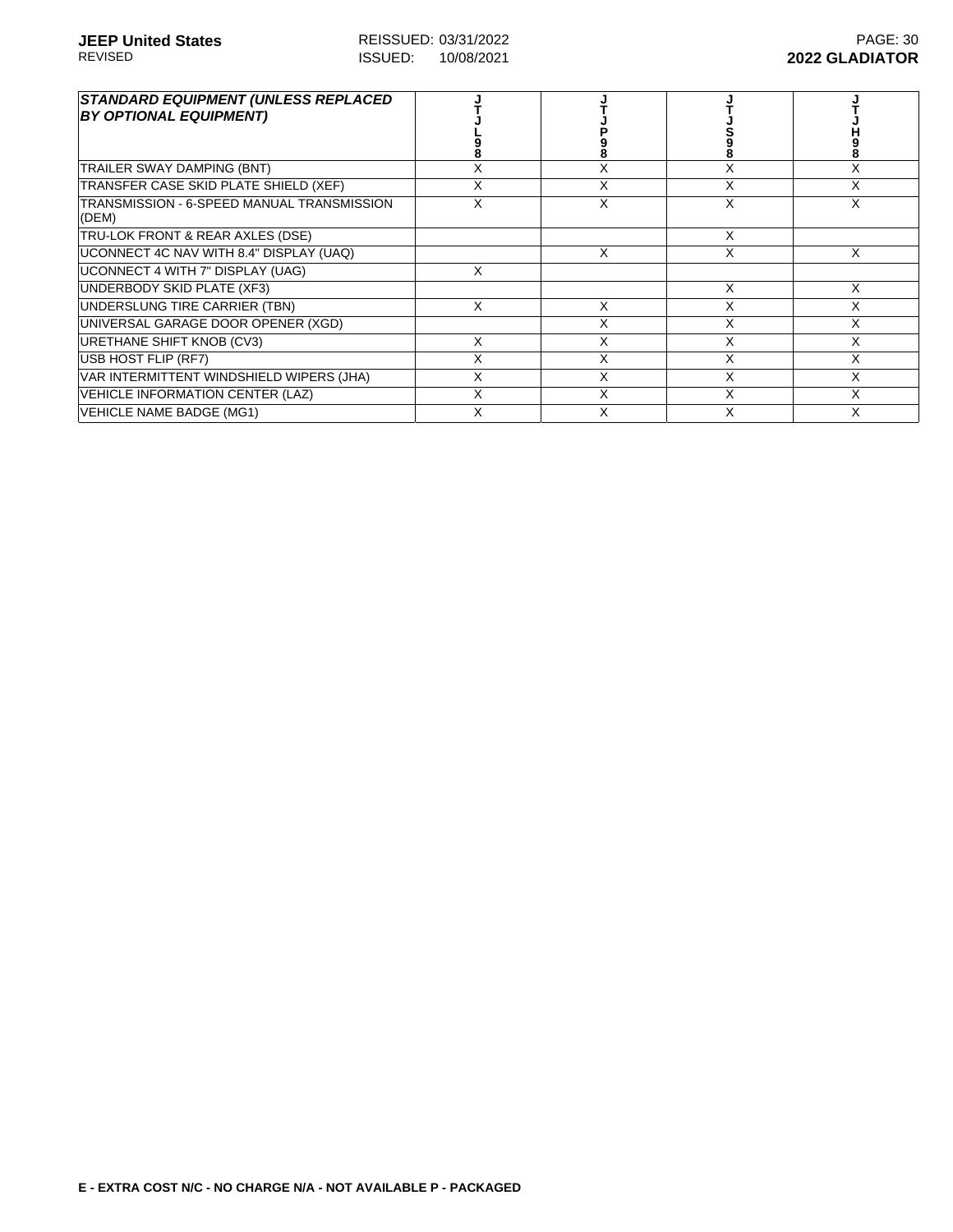| ***STANDARD EQUIPMENT (UNLESS REPLACED BY OPTIONAL EQUIPMENT)*** | **JTJL98** | **JTJP98** | **JTJS98** | **JTJH98** |
|---|---|---|---|---|
| TRAILER SWAY DAMPING (BNT) | X | X | X | X |
| TRANSFER CASE SKID PLATE SHIELD (XEF) | X | X | X | X |
| TRANSMISSION - 6-SPEED MANUAL TRANSMISSION (DEM) | X | X | X | X |
| TRU-LOK FRONT & REAR AXLES (DSE) | | | X | |
| UCONNECT 4C NAV WITH 8.4" DISPLAY (UAQ) | | X | X | X |
| UCONNECT 4 WITH 7" DISPLAY (UAG) | X | | | |
| UNDERBODY SKID PLATE (XF3) | | | X | X |
| UNDERSLUNG TIRE CARRIER (TBN) | X | X | X | X |
| UNIVERSAL GARAGE DOOR OPENER (XGD) | | X | X | X |
| URETHANE SHIFT KNOB (CV3) | X | X | X | X |
| USB HOST FLIP (RF7) | X | X | X | X |
| VAR INTERMITTENT WINDSHIELD WIPERS (JHA) | X | X | X | X |
| VEHICLE INFORMATION CENTER (LAZ) | X | X | X | X |
| VEHICLE NAME BADGE (MG1) | X | X | X | X |

**E - EXTRA COST N/C - NO CHARGE N/A - NOT AVAILABLE P - PACKAGED**